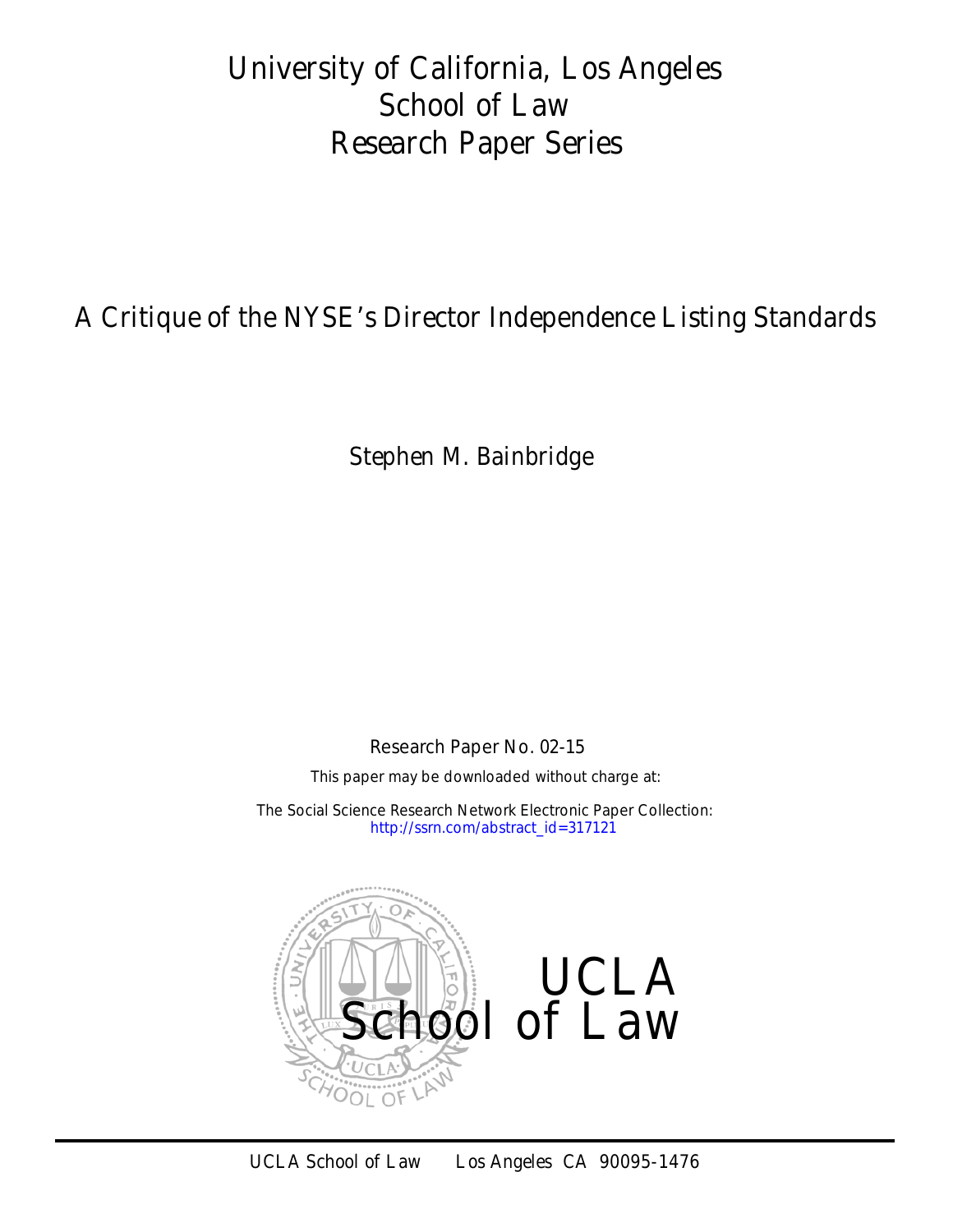# University of California, Los Angeles
# School of Law
# Research Paper Series

## A Critique of the NYSE's Director Independence Listing Standards

Stephen M. Bainbridge

Research Paper No. 02-15

This paper may be downloaded without charge at:

The Social Science Research Network Electronic Paper Collection:
http://ssrn.com/abstract_id=317121

UCLA
School of Law

UCLA School of Law Los Angeles CA 90095-1476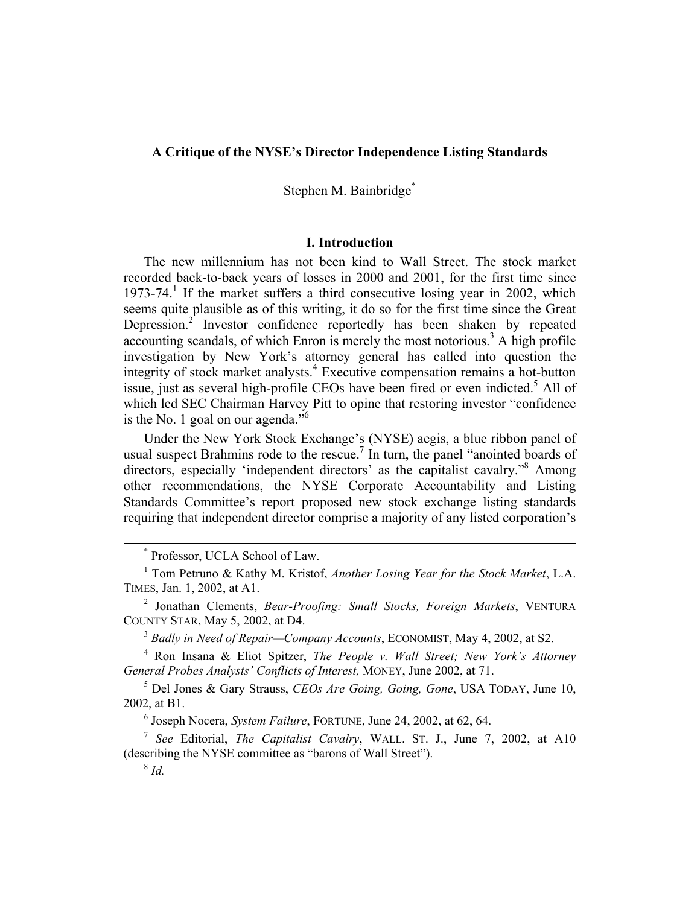**A Critique of the NYSE's Director Independence Listing Standards**

Stephen M. Bainbridge[*]

## I. Introduction

The new millennium has not been kind to Wall Street. The stock market recorded back-to-back years of losses in 2000 and 2001, for the first time since 1973-74.[1] If the market suffers a third consecutive losing year in 2002, which seems quite plausible as of this writing, it do so for the first time since the Great Depression.[2] Investor confidence reportedly has been shaken by repeated accounting scandals, of which Enron is merely the most notorious.[3] A high profile investigation by New York's attorney general has called into question the integrity of stock market analysts.[4] Executive compensation remains a hot-button issue, just as several high-profile CEOs have been fired or even indicted.[5] All of which led SEC Chairman Harvey Pitt to opine that restoring investor "confidence is the No. 1 goal on our agenda."[6]

Under the New York Stock Exchange's (NYSE) aegis, a blue ribbon panel of usual suspect Brahmins rode to the rescue.[7] In turn, the panel "anointed boards of directors, especially 'independent directors' as the capitalist cavalry."[8] Among other recommendations, the NYSE Corporate Accountability and Listing Standards Committee's report proposed new stock exchange listing standards requiring that independent director comprise a majority of any listed corporation's

---

[*] Professor, UCLA School of Law.

[1] Tom Petruno & Kathy M. Kristof, *Another Losing Year for the Stock Market*, L.A. TIMES, Jan. 1, 2002, at A1.

[2] Jonathan Clements, *Bear-Proofing: Small Stocks, Foreign Markets*, VENTURA COUNTY STAR, May 5, 2002, at D4.

[3] *Badly in Need of Repair—Company Accounts*, ECONOMIST, May 4, 2002, at S2.

[4] Ron Insana & Eliot Spitzer, *The People v. Wall Street; New York's Attorney General Probes Analysts' Conflicts of Interest,* MONEY, June 2002, at 71.

[5] Del Jones & Gary Strauss, *CEOs Are Going, Going, Gone*, USA TODAY, June 10, 2002, at B1.

[6] Joseph Nocera, *System Failure*, FORTUNE, June 24, 2002, at 62, 64.

[7] *See* Editorial, *The Capitalist Cavalry*, WALL. ST. J., June 7, 2002, at A10 (describing the NYSE committee as "barons of Wall Street").

[8] *Id.*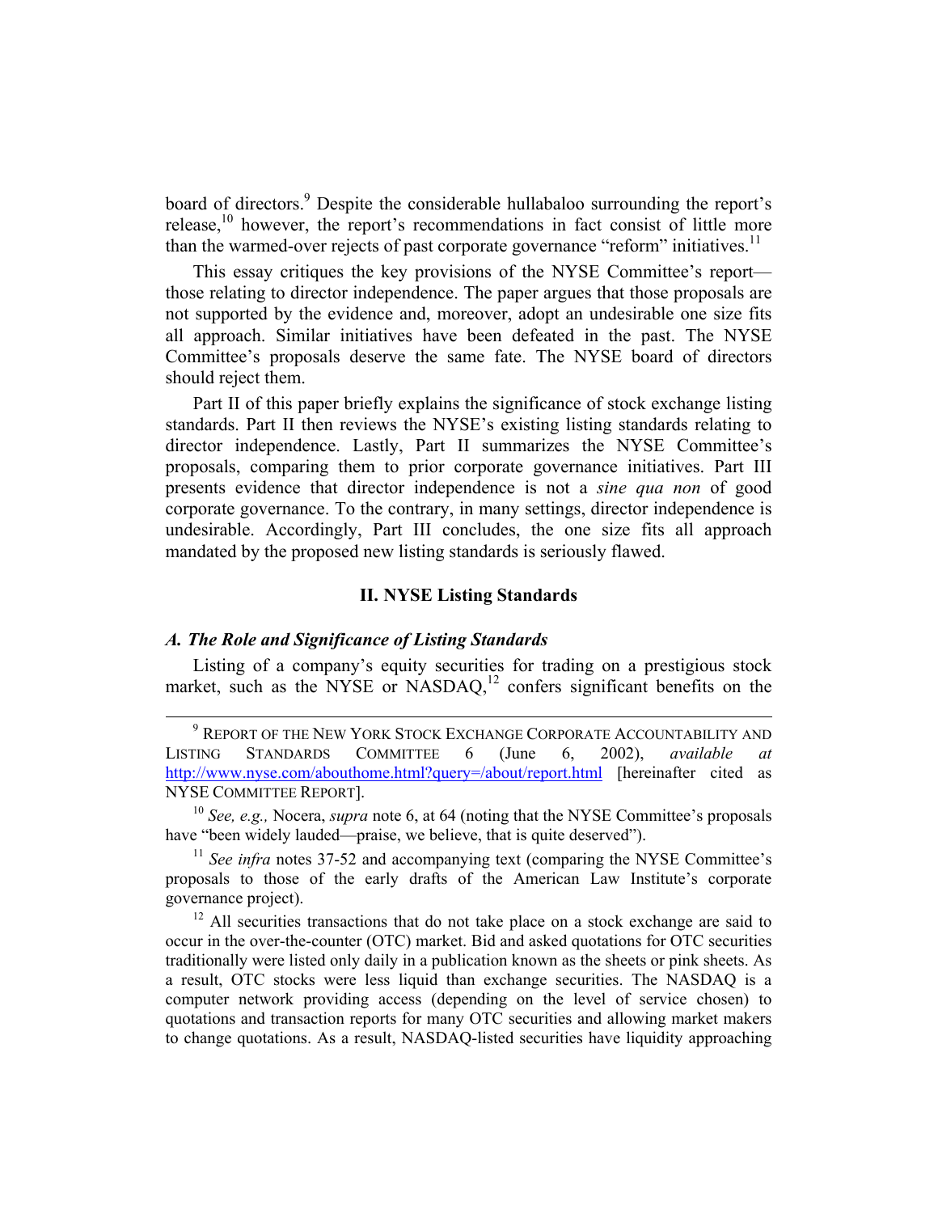board of directors.[9] Despite the considerable hullabaloo surrounding the report's release,[10] however, the report's recommendations in fact consist of little more than the warmed-over rejects of past corporate governance "reform" initiatives.[11]

This essay critiques the key provisions of the NYSE Committee's report—those relating to director independence. The paper argues that those proposals are not supported by the evidence and, moreover, adopt an undesirable one size fits all approach. Similar initiatives have been defeated in the past. The NYSE Committee's proposals deserve the same fate. The NYSE board of directors should reject them.

Part II of this paper briefly explains the significance of stock exchange listing standards. Part II then reviews the NYSE's existing listing standards relating to director independence. Lastly, Part II summarizes the NYSE Committee's proposals, comparing them to prior corporate governance initiatives. Part III presents evidence that director independence is not a *sine qua non* of good corporate governance. To the contrary, in many settings, director independence is undesirable. Accordingly, Part III concludes, the one size fits all approach mandated by the proposed new listing standards is seriously flawed.

## II. NYSE Listing Standards

### *A. The Role and Significance of Listing Standards*

Listing of a company's equity securities for trading on a prestigious stock market, such as the NYSE or NASDAQ,[12] confers significant benefits on the

---

[9] REPORT OF THE NEW YORK STOCK EXCHANGE CORPORATE ACCOUNTABILITY AND LISTING STANDARDS COMMITTEE 6 (June 6, 2002), *available at* http://www.nyse.com/abouthome.html?query=/about/report.html [hereinafter cited as NYSE COMMITTEE REPORT].

[10] *See, e.g.,* Nocera, *supra* note 6, at 64 (noting that the NYSE Committee's proposals have "been widely lauded—praise, we believe, that is quite deserved").

[11] *See infra* notes 37-52 and accompanying text (comparing the NYSE Committee's proposals to those of the early drafts of the American Law Institute's corporate governance project).

[12] All securities transactions that do not take place on a stock exchange are said to occur in the over-the-counter (OTC) market. Bid and asked quotations for OTC securities traditionally were listed only daily in a publication known as the sheets or pink sheets. As a result, OTC stocks were less liquid than exchange securities. The NASDAQ is a computer network providing access (depending on the level of service chosen) to quotations and transaction reports for many OTC securities and allowing market makers to change quotations. As a result, NASDAQ-listed securities have liquidity approaching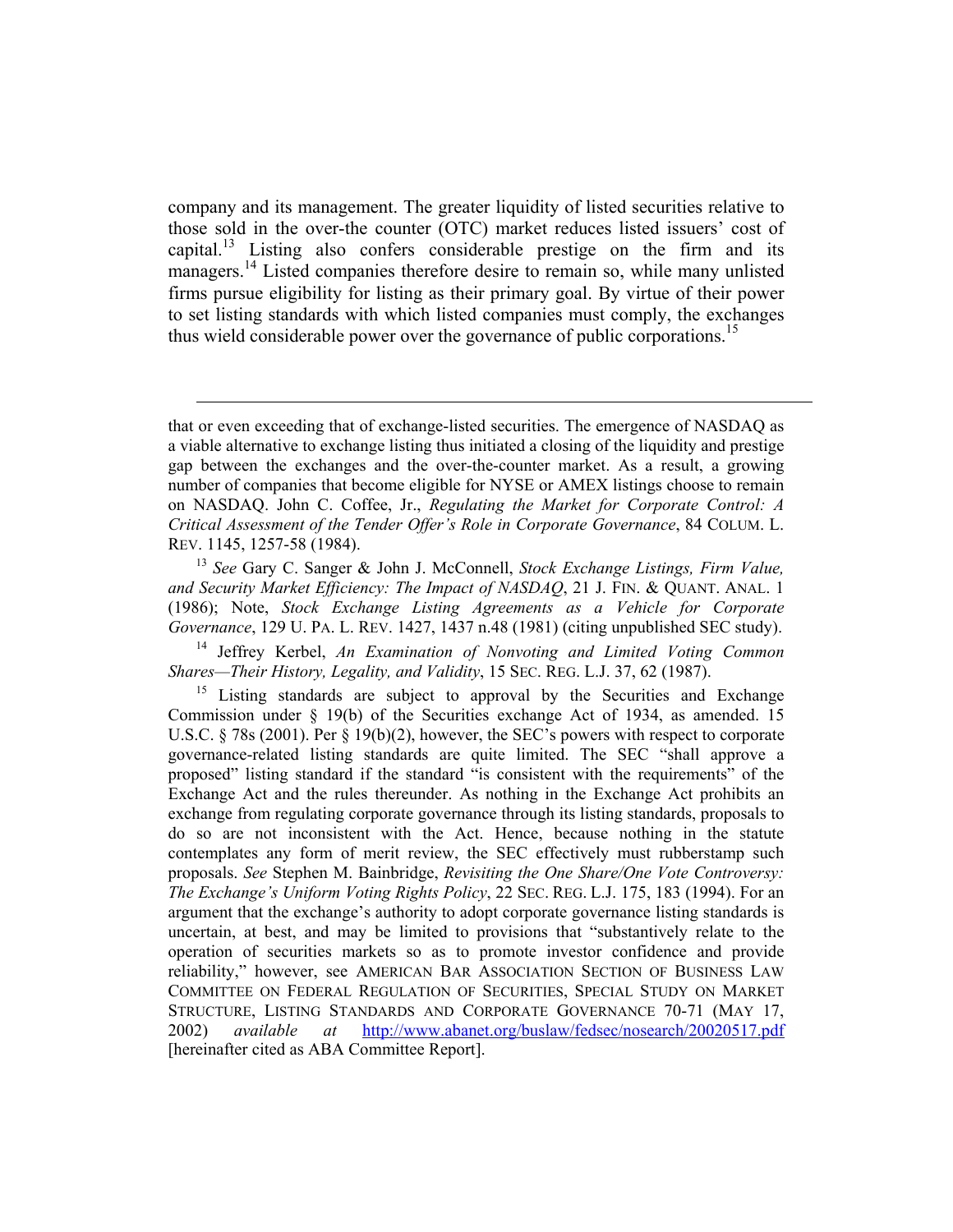company and its management. The greater liquidity of listed securities relative to those sold in the over-the counter (OTC) market reduces listed issuers' cost of capital.[13] Listing also confers considerable prestige on the firm and its managers.[14] Listed companies therefore desire to remain so, while many unlisted firms pursue eligibility for listing as their primary goal. By virtue of their power to set listing standards with which listed companies must comply, the exchanges thus wield considerable power over the governance of public corporations.[15]

---

that or even exceeding that of exchange-listed securities. The emergence of NASDAQ as a viable alternative to exchange listing thus initiated a closing of the liquidity and prestige gap between the exchanges and the over-the-counter market. As a result, a growing number of companies that become eligible for NYSE or AMEX listings choose to remain on NASDAQ. John C. Coffee, Jr., *Regulating the Market for Corporate Control: A Critical Assessment of the Tender Offer's Role in Corporate Governance*, 84 COLUM. L. REV. 1145, 1257-58 (1984).

[13] *See* Gary C. Sanger & John J. McConnell, *Stock Exchange Listings, Firm Value, and Security Market Efficiency: The Impact of NASDAQ*, 21 J. FIN. & QUANT. ANAL. 1 (1986); Note, *Stock Exchange Listing Agreements as a Vehicle for Corporate Governance*, 129 U. PA. L. REV. 1427, 1437 n.48 (1981) (citing unpublished SEC study).

[14] Jeffrey Kerbel, *An Examination of Nonvoting and Limited Voting Common Shares—Their History, Legality, and Validity*, 15 SEC. REG. L.J. 37, 62 (1987).

[15] Listing standards are subject to approval by the Securities and Exchange Commission under § 19(b) of the Securities exchange Act of 1934, as amended. 15 U.S.C. § 78s (2001). Per § 19(b)(2), however, the SEC's powers with respect to corporate governance-related listing standards are quite limited. The SEC "shall approve a proposed" listing standard if the standard "is consistent with the requirements" of the Exchange Act and the rules thereunder. As nothing in the Exchange Act prohibits an exchange from regulating corporate governance through its listing standards, proposals to do so are not inconsistent with the Act. Hence, because nothing in the statute contemplates any form of merit review, the SEC effectively must rubberstamp such proposals. *See* Stephen M. Bainbridge, *Revisiting the One Share/One Vote Controversy: The Exchange's Uniform Voting Rights Policy*, 22 SEC. REG. L.J. 175, 183 (1994). For an argument that the exchange's authority to adopt corporate governance listing standards is uncertain, at best, and may be limited to provisions that "substantively relate to the operation of securities markets so as to promote investor confidence and provide reliability," however, see AMERICAN BAR ASSOCIATION SECTION OF BUSINESS LAW COMMITTEE ON FEDERAL REGULATION OF SECURITIES, SPECIAL STUDY ON MARKET STRUCTURE, LISTING STANDARDS AND CORPORATE GOVERNANCE 70-71 (MAY 17, 2002) *available at* http://www.abanet.org/buslaw/fedsec/nosearch/20020517.pdf [hereinafter cited as ABA Committee Report].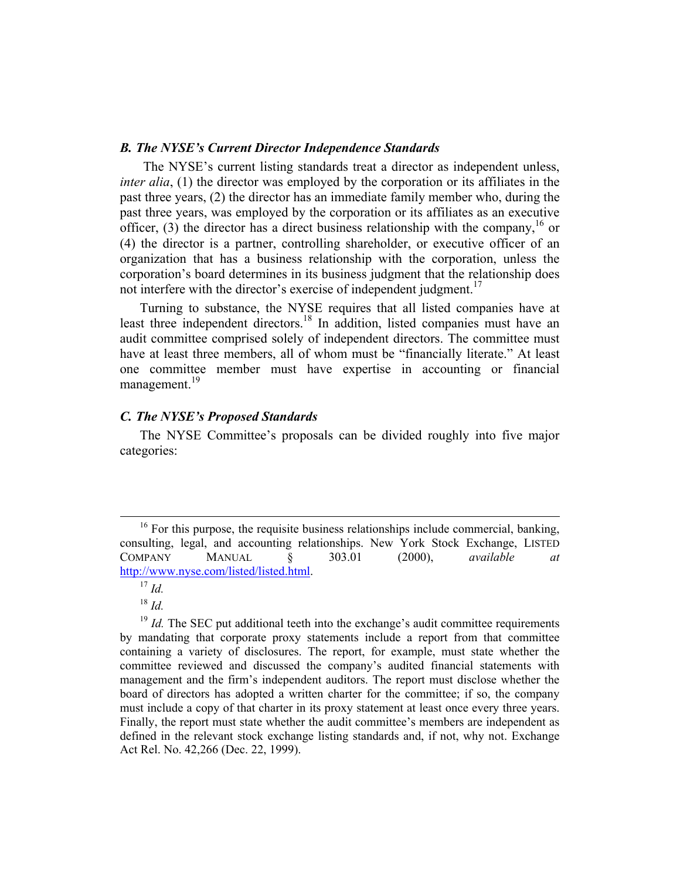### *B. The NYSE's Current Director Independence Standards*

The NYSE's current listing standards treat a director as independent unless, *inter alia*, (1) the director was employed by the corporation or its affiliates in the past three years, (2) the director has an immediate family member who, during the past three years, was employed by the corporation or its affiliates as an executive officer, (3) the director has a direct business relationship with the company,[16] or (4) the director is a partner, controlling shareholder, or executive officer of an organization that has a business relationship with the corporation, unless the corporation's board determines in its business judgment that the relationship does not interfere with the director's exercise of independent judgment.[17]

Turning to substance, the NYSE requires that all listed companies have at least three independent directors.[18] In addition, listed companies must have an audit committee comprised solely of independent directors. The committee must have at least three members, all of whom must be "financially literate." At least one committee member must have expertise in accounting or financial management.[19]

### *C. The NYSE's Proposed Standards*

The NYSE Committee's proposals can be divided roughly into five major categories:

---

[16] For this purpose, the requisite business relationships include commercial, banking, consulting, legal, and accounting relationships. New York Stock Exchange, LISTED COMPANY MANUAL § 303.01 (2000), *available at* http://www.nyse.com/listed/listed.html.

[17] *Id.*

[18] *Id.*

[19] *Id.* The SEC put additional teeth into the exchange's audit committee requirements by mandating that corporate proxy statements include a report from that committee containing a variety of disclosures. The report, for example, must state whether the committee reviewed and discussed the company's audited financial statements with management and the firm's independent auditors. The report must disclose whether the board of directors has adopted a written charter for the committee; if so, the company must include a copy of that charter in its proxy statement at least once every three years. Finally, the report must state whether the audit committee's members are independent as defined in the relevant stock exchange listing standards and, if not, why not. Exchange Act Rel. No. 42,266 (Dec. 22, 1999).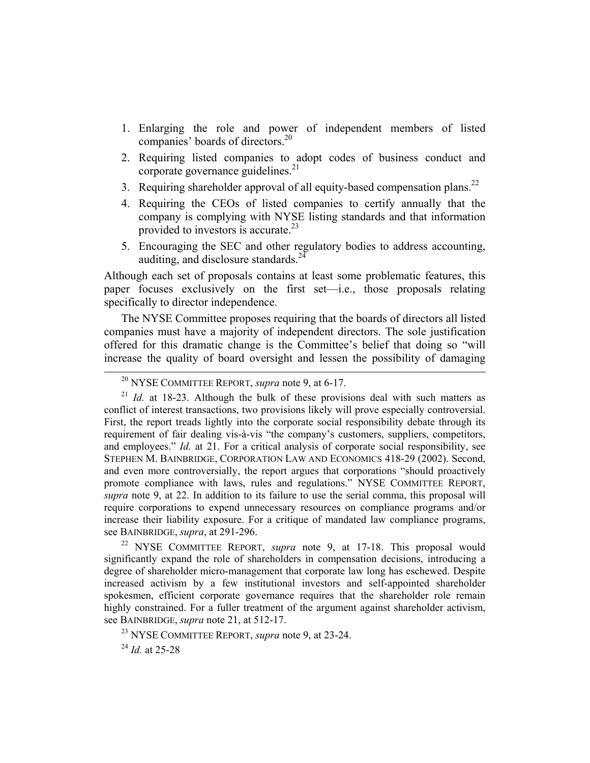1. Enlarging the role and power of independent members of listed companies' boards of directors.[20]
2. Requiring listed companies to adopt codes of business conduct and corporate governance guidelines.[21]
3. Requiring shareholder approval of all equity-based compensation plans.[22]
4. Requiring the CEOs of listed companies to certify annually that the company is complying with NYSE listing standards and that information provided to investors is accurate.[23]
5. Encouraging the SEC and other regulatory bodies to address accounting, auditing, and disclosure standards.[24]

Although each set of proposals contains at least some problematic features, this paper focuses exclusively on the first set—i.e., those proposals relating specifically to director independence.

The NYSE Committee proposes requiring that the boards of directors all listed companies must have a majority of independent directors. The sole justification offered for this dramatic change is the Committee's belief that doing so "will increase the quality of board oversight and lessen the possibility of damaging

---

[20] NYSE COMMITTEE REPORT, *supra* note 9, at 6-17.

[21] *Id.* at 18-23. Although the bulk of these provisions deal with such matters as conflict of interest transactions, two provisions likely will prove especially controversial. First, the report treads lightly into the corporate social responsibility debate through its requirement of fair dealing vis-à-vis "the company's customers, suppliers, competitors, and employees." *Id.* at 21. For a critical analysis of corporate social responsibility, see STEPHEN M. BAINBRIDGE, CORPORATION LAW AND ECONOMICS 418-29 (2002). Second, and even more controversially, the report argues that corporations "should proactively promote compliance with laws, rules and regulations." NYSE COMMITTEE REPORT, *supra* note 9, at 22. In addition to its failure to use the serial comma, this proposal will require corporations to expend unnecessary resources on compliance programs and/or increase their liability exposure. For a critique of mandated law compliance programs, see BAINBRIDGE, *supra*, at 291-296.

[22] NYSE COMMITTEE REPORT, *supra* note 9, at 17-18. This proposal would significantly expand the role of shareholders in compensation decisions, introducing a degree of shareholder micro-management that corporate law long has eschewed. Despite increased activism by a few institutional investors and self-appointed shareholder spokesmen, efficient corporate governance requires that the shareholder role remain highly constrained. For a fuller treatment of the argument against shareholder activism, see BAINBRIDGE, *supra* note 21, at 512-17.

[23] NYSE COMMITTEE REPORT, *supra* note 9, at 23-24.

[24] *Id.* at 25-28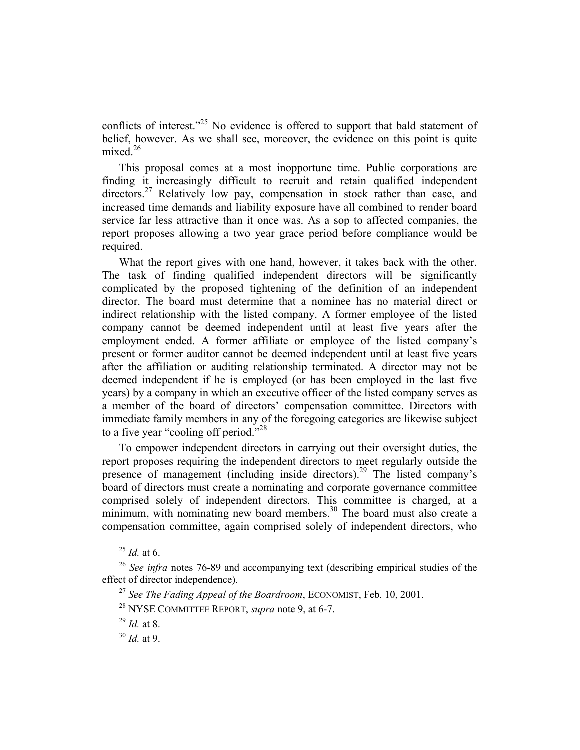conflicts of interest."[25] No evidence is offered to support that bald statement of belief, however. As we shall see, moreover, the evidence on this point is quite mixed.[26]

This proposal comes at a most inopportune time. Public corporations are finding it increasingly difficult to recruit and retain qualified independent directors.[27] Relatively low pay, compensation in stock rather than case, and increased time demands and liability exposure have all combined to render board service far less attractive than it once was. As a sop to affected companies, the report proposes allowing a two year grace period before compliance would be required.

What the report gives with one hand, however, it takes back with the other. The task of finding qualified independent directors will be significantly complicated by the proposed tightening of the definition of an independent director. The board must determine that a nominee has no material direct or indirect relationship with the listed company. A former employee of the listed company cannot be deemed independent until at least five years after the employment ended. A former affiliate or employee of the listed company's present or former auditor cannot be deemed independent until at least five years after the affiliation or auditing relationship terminated. A director may not be deemed independent if he is employed (or has been employed in the last five years) by a company in which an executive officer of the listed company serves as a member of the board of directors' compensation committee. Directors with immediate family members in any of the foregoing categories are likewise subject to a five year "cooling off period."[28]

To empower independent directors in carrying out their oversight duties, the report proposes requiring the independent directors to meet regularly outside the presence of management (including inside directors).[29] The listed company's board of directors must create a nominating and corporate governance committee comprised solely of independent directors. This committee is charged, at a minimum, with nominating new board members.[30] The board must also create a compensation committee, again comprised solely of independent directors, who

---

[25] *Id.* at 6.

[26] *See infra* notes 76-89 and accompanying text (describing empirical studies of the effect of director independence).

[27] *See The Fading Appeal of the Boardroom*, ECONOMIST, Feb. 10, 2001.

[28] NYSE COMMITTEE REPORT, *supra* note 9, at 6-7.

[29] *Id.* at 8.

[30] *Id.* at 9.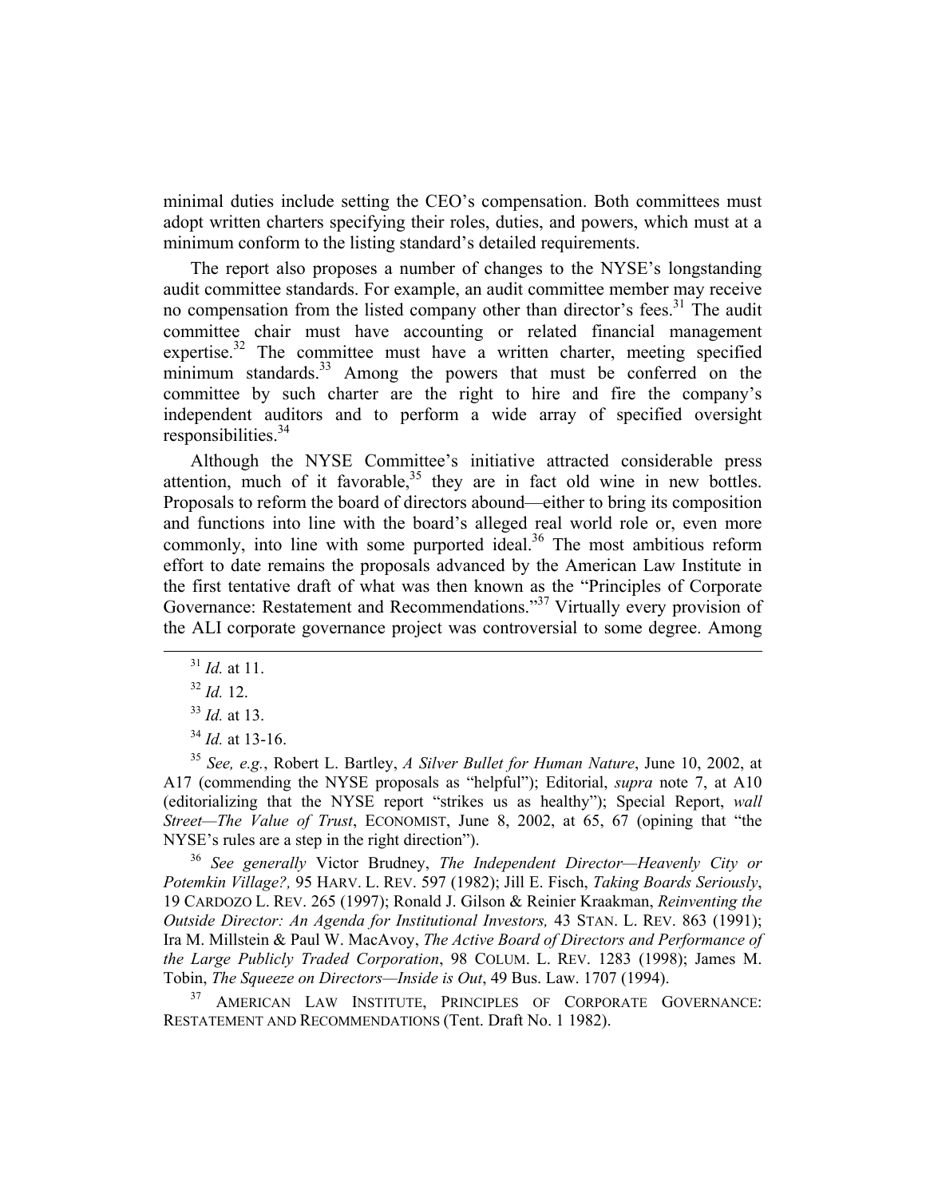minimal duties include setting the CEO's compensation. Both committees must adopt written charters specifying their roles, duties, and powers, which must at a minimum conform to the listing standard's detailed requirements.

The report also proposes a number of changes to the NYSE's longstanding audit committee standards. For example, an audit committee member may receive no compensation from the listed company other than director's fees.[31] The audit committee chair must have accounting or related financial management expertise.[32] The committee must have a written charter, meeting specified minimum standards.[33] Among the powers that must be conferred on the committee by such charter are the right to hire and fire the company's independent auditors and to perform a wide array of specified oversight responsibilities.[34]

Although the NYSE Committee's initiative attracted considerable press attention, much of it favorable,[35] they are in fact old wine in new bottles. Proposals to reform the board of directors abound—either to bring its composition and functions into line with the board's alleged real world role or, even more commonly, into line with some purported ideal.[36] The most ambitious reform effort to date remains the proposals advanced by the American Law Institute in the first tentative draft of what was then known as the "Principles of Corporate Governance: Restatement and Recommendations."[37] Virtually every provision of the ALI corporate governance project was controversial to some degree. Among

---

[31] *Id.* at 11.

[32] *Id.* 12.

[33] *Id.* at 13.

[34] *Id.* at 13-16.

[35] *See, e.g.*, Robert L. Bartley, *A Silver Bullet for Human Nature*, June 10, 2002, at A17 (commending the NYSE proposals as "helpful"); Editorial, *supra* note 7, at A10 (editorializing that the NYSE report "strikes us as healthy"); Special Report, *wall Street—The Value of Trust*, ECONOMIST, June 8, 2002, at 65, 67 (opining that "the NYSE's rules are a step in the right direction").

[36] *See generally* Victor Brudney, *The Independent Director—Heavenly City or Potemkin Village?,* 95 HARV. L. REV. 597 (1982); Jill E. Fisch, *Taking Boards Seriously*, 19 CARDOZO L. REV. 265 (1997); Ronald J. Gilson & Reinier Kraakman, *Reinventing the Outside Director: An Agenda for Institutional Investors,* 43 STAN. L. REV. 863 (1991); Ira M. Millstein & Paul W. MacAvoy, *The Active Board of Directors and Performance of the Large Publicly Traded Corporation*, 98 COLUM. L. REV. 1283 (1998); James M. Tobin, *The Squeeze on Directors—Inside is Out*, 49 Bus. Law. 1707 (1994).

[37] AMERICAN LAW INSTITUTE, PRINCIPLES OF CORPORATE GOVERNANCE: RESTATEMENT AND RECOMMENDATIONS (Tent. Draft No. 1 1982).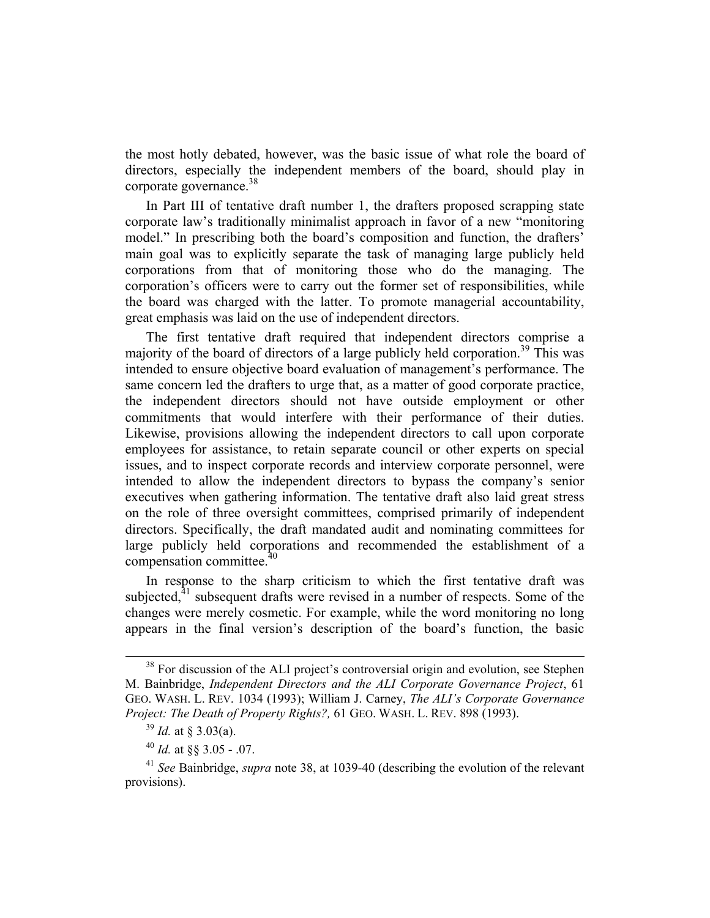the most hotly debated, however, was the basic issue of what role the board of directors, especially the independent members of the board, should play in corporate governance.[38]

In Part III of tentative draft number 1, the drafters proposed scrapping state corporate law's traditionally minimalist approach in favor of a new "monitoring model." In prescribing both the board's composition and function, the drafters' main goal was to explicitly separate the task of managing large publicly held corporations from that of monitoring those who do the managing. The corporation's officers were to carry out the former set of responsibilities, while the board was charged with the latter. To promote managerial accountability, great emphasis was laid on the use of independent directors.

The first tentative draft required that independent directors comprise a majority of the board of directors of a large publicly held corporation.[39] This was intended to ensure objective board evaluation of management's performance. The same concern led the drafters to urge that, as a matter of good corporate practice, the independent directors should not have outside employment or other commitments that would interfere with their performance of their duties. Likewise, provisions allowing the independent directors to call upon corporate employees for assistance, to retain separate council or other experts on special issues, and to inspect corporate records and interview corporate personnel, were intended to allow the independent directors to bypass the company's senior executives when gathering information. The tentative draft also laid great stress on the role of three oversight committees, comprised primarily of independent directors. Specifically, the draft mandated audit and nominating committees for large publicly held corporations and recommended the establishment of a compensation committee.[40]

In response to the sharp criticism to which the first tentative draft was subjected,[41] subsequent drafts were revised in a number of respects. Some of the changes were merely cosmetic. For example, while the word monitoring no long appears in the final version's description of the board's function, the basic

---

[38] For discussion of the ALI project's controversial origin and evolution, see Stephen M. Bainbridge, *Independent Directors and the ALI Corporate Governance Project*, 61 GEO. WASH. L. REV. 1034 (1993); William J. Carney, *The ALI's Corporate Governance Project: The Death of Property Rights?,* 61 GEO. WASH. L. REV. 898 (1993).

[39] *Id.* at § 3.03(a).

[40] *Id.* at §§ 3.05 - .07.

[41] *See* Bainbridge, *supra* note 38, at 1039-40 (describing the evolution of the relevant provisions).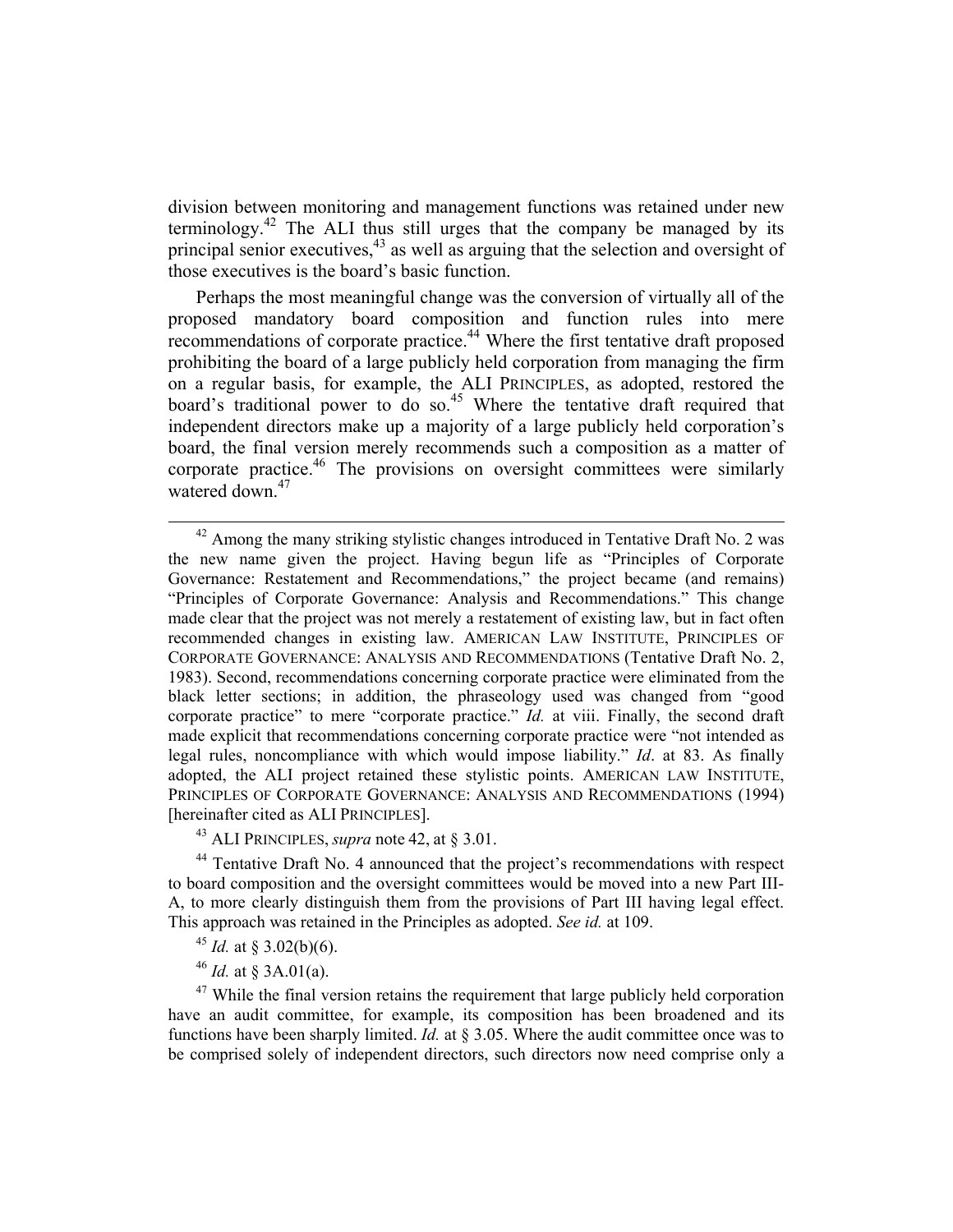division between monitoring and management functions was retained under new terminology.[42] The ALI thus still urges that the company be managed by its principal senior executives,[43] as well as arguing that the selection and oversight of those executives is the board's basic function.

Perhaps the most meaningful change was the conversion of virtually all of the proposed mandatory board composition and function rules into mere recommendations of corporate practice.[44] Where the first tentative draft proposed prohibiting the board of a large publicly held corporation from managing the firm on a regular basis, for example, the ALI PRINCIPLES, as adopted, restored the board's traditional power to do so.[45] Where the tentative draft required that independent directors make up a majority of a large publicly held corporation's board, the final version merely recommends such a composition as a matter of corporate practice.[46] The provisions on oversight committees were similarly watered down.[47]

---

[42] Among the many striking stylistic changes introduced in Tentative Draft No. 2 was the new name given the project. Having begun life as "Principles of Corporate Governance: Restatement and Recommendations," the project became (and remains) "Principles of Corporate Governance: Analysis and Recommendations." This change made clear that the project was not merely a restatement of existing law, but in fact often recommended changes in existing law. AMERICAN LAW INSTITUTE, PRINCIPLES OF CORPORATE GOVERNANCE: ANALYSIS AND RECOMMENDATIONS (Tentative Draft No. 2, 1983). Second, recommendations concerning corporate practice were eliminated from the black letter sections; in addition, the phraseology used was changed from "good corporate practice" to mere "corporate practice." *Id.* at viii. Finally, the second draft made explicit that recommendations concerning corporate practice were "not intended as legal rules, noncompliance with which would impose liability." *Id*. at 83. As finally adopted, the ALI project retained these stylistic points. AMERICAN LAW INSTITUTE, PRINCIPLES OF CORPORATE GOVERNANCE: ANALYSIS AND RECOMMENDATIONS (1994) [hereinafter cited as ALI PRINCIPLES].

[43] ALI PRINCIPLES, *supra* note 42, at § 3.01.

[44] Tentative Draft No. 4 announced that the project's recommendations with respect to board composition and the oversight committees would be moved into a new Part III-A, to more clearly distinguish them from the provisions of Part III having legal effect. This approach was retained in the Principles as adopted. *See id.* at 109.

[45] *Id.* at § 3.02(b)(6).

[46] *Id.* at § 3A.01(a).

[47] While the final version retains the requirement that large publicly held corporation have an audit committee, for example, its composition has been broadened and its functions have been sharply limited. *Id.* at § 3.05. Where the audit committee once was to be comprised solely of independent directors, such directors now need comprise only a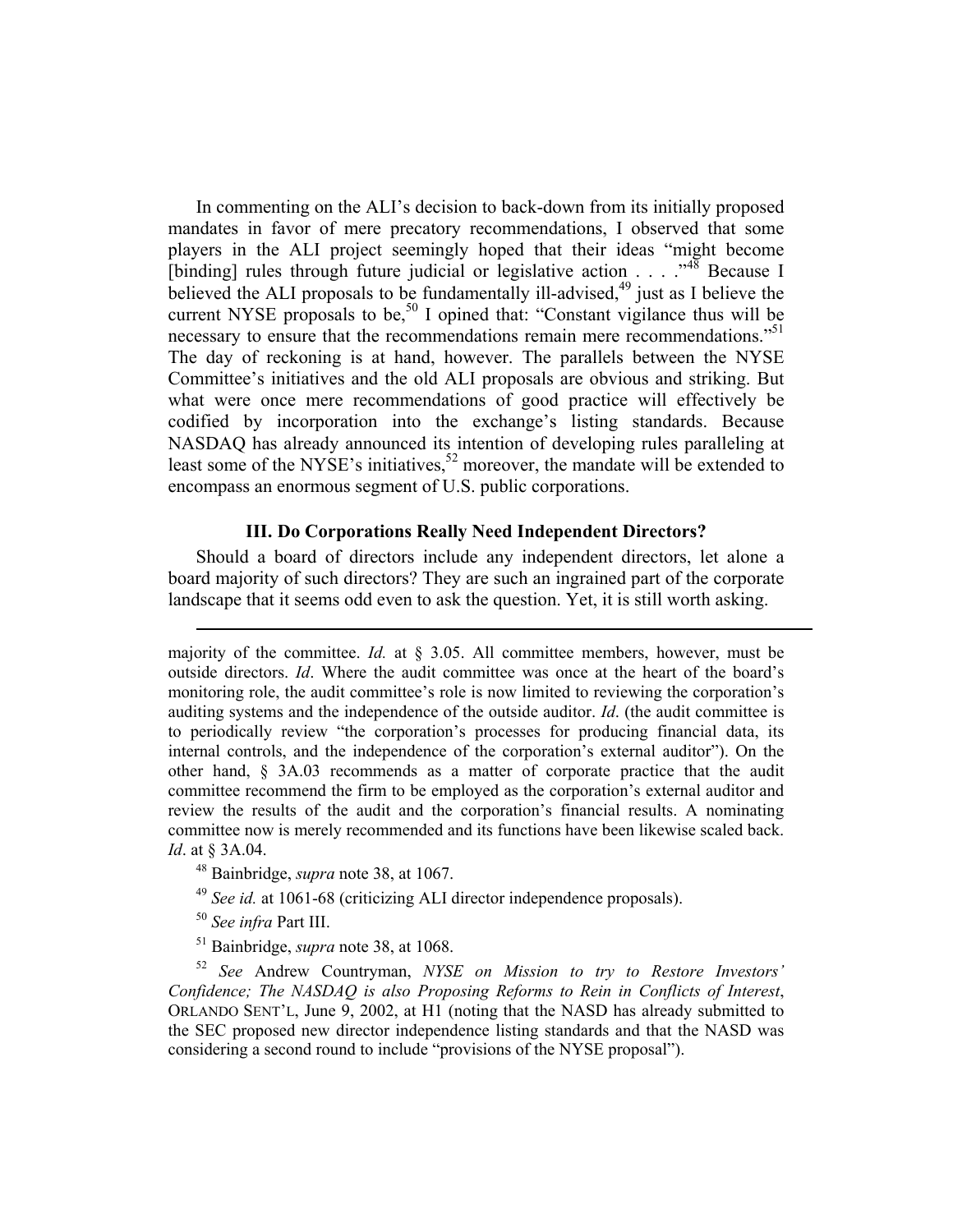In commenting on the ALI's decision to back-down from its initially proposed mandates in favor of mere precatory recommendations, I observed that some players in the ALI project seemingly hoped that their ideas "might become [binding] rules through future judicial or legislative action . . . ."[48] Because I believed the ALI proposals to be fundamentally ill-advised,[49] just as I believe the current NYSE proposals to be,[50] I opined that: "Constant vigilance thus will be necessary to ensure that the recommendations remain mere recommendations."[51] The day of reckoning is at hand, however. The parallels between the NYSE Committee's initiatives and the old ALI proposals are obvious and striking. But what were once mere recommendations of good practice will effectively be codified by incorporation into the exchange's listing standards. Because NASDAQ has already announced its intention of developing rules paralleling at least some of the NYSE's initiatives,[52] moreover, the mandate will be extended to encompass an enormous segment of U.S. public corporations.

### III. Do Corporations Really Need Independent Directors?

Should a board of directors include any independent directors, let alone a board majority of such directors? They are such an ingrained part of the corporate landscape that it seems odd even to ask the question. Yet, it is still worth asking.

---

majority of the committee. *Id.* at § 3.05. All committee members, however, must be outside directors. *Id*. Where the audit committee was once at the heart of the board's monitoring role, the audit committee's role is now limited to reviewing the corporation's auditing systems and the independence of the outside auditor. *Id*. (the audit committee is to periodically review "the corporation's processes for producing financial data, its internal controls, and the independence of the corporation's external auditor"). On the other hand, § 3A.03 recommends as a matter of corporate practice that the audit committee recommend the firm to be employed as the corporation's external auditor and review the results of the audit and the corporation's financial results. A nominating committee now is merely recommended and its functions have been likewise scaled back. *Id*. at § 3A.04.

[48] Bainbridge, *supra* note 38, at 1067.

[49] *See id.* at 1061-68 (criticizing ALI director independence proposals).

[50] *See infra* Part III.

[51] Bainbridge, *supra* note 38, at 1068.

[52] *See* Andrew Countryman, *NYSE on Mission to try to Restore Investors' Confidence; The NASDAQ is also Proposing Reforms to Rein in Conflicts of Interest*, ORLANDO SENT'L, June 9, 2002, at H1 (noting that the NASD has already submitted to the SEC proposed new director independence listing standards and that the NASD was considering a second round to include "provisions of the NYSE proposal").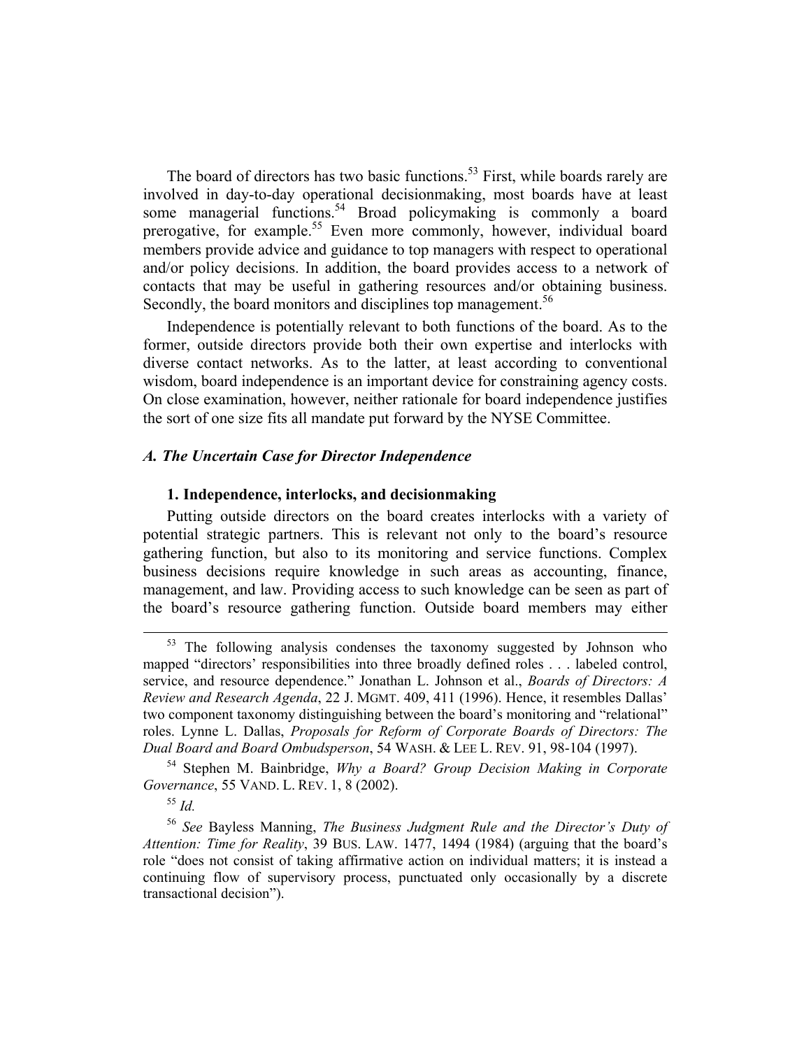The board of directors has two basic functions.[53] First, while boards rarely are involved in day-to-day operational decisionmaking, most boards have at least some managerial functions.[54] Broad policymaking is commonly a board prerogative, for example.[55] Even more commonly, however, individual board members provide advice and guidance to top managers with respect to operational and/or policy decisions. In addition, the board provides access to a network of contacts that may be useful in gathering resources and/or obtaining business. Secondly, the board monitors and disciplines top management.[56]

Independence is potentially relevant to both functions of the board. As to the former, outside directors provide both their own expertise and interlocks with diverse contact networks. As to the latter, at least according to conventional wisdom, board independence is an important device for constraining agency costs. On close examination, however, neither rationale for board independence justifies the sort of one size fits all mandate put forward by the NYSE Committee.

### *A. The Uncertain Case for Director Independence*

#### 1. Independence, interlocks, and decisionmaking

Putting outside directors on the board creates interlocks with a variety of potential strategic partners. This is relevant not only to the board's resource gathering function, but also to its monitoring and service functions. Complex business decisions require knowledge in such areas as accounting, finance, management, and law. Providing access to such knowledge can be seen as part of the board's resource gathering function. Outside board members may either

---

[53] The following analysis condenses the taxonomy suggested by Johnson who mapped "directors' responsibilities into three broadly defined roles . . . labeled control, service, and resource dependence." Jonathan L. Johnson et al., *Boards of Directors: A Review and Research Agenda*, 22 J. MGMT. 409, 411 (1996). Hence, it resembles Dallas' two component taxonomy distinguishing between the board's monitoring and "relational" roles. Lynne L. Dallas, *Proposals for Reform of Corporate Boards of Directors: The Dual Board and Board Ombudsperson*, 54 WASH. & LEE L. REV. 91, 98-104 (1997).

[54] Stephen M. Bainbridge, *Why a Board? Group Decision Making in Corporate Governance*, 55 VAND. L. REV. 1, 8 (2002).

[55] *Id.*

[56] *See* Bayless Manning, *The Business Judgment Rule and the Director's Duty of Attention: Time for Reality*, 39 BUS. LAW. 1477, 1494 (1984) (arguing that the board's role "does not consist of taking affirmative action on individual matters; it is instead a continuing flow of supervisory process, punctuated only occasionally by a discrete transactional decision").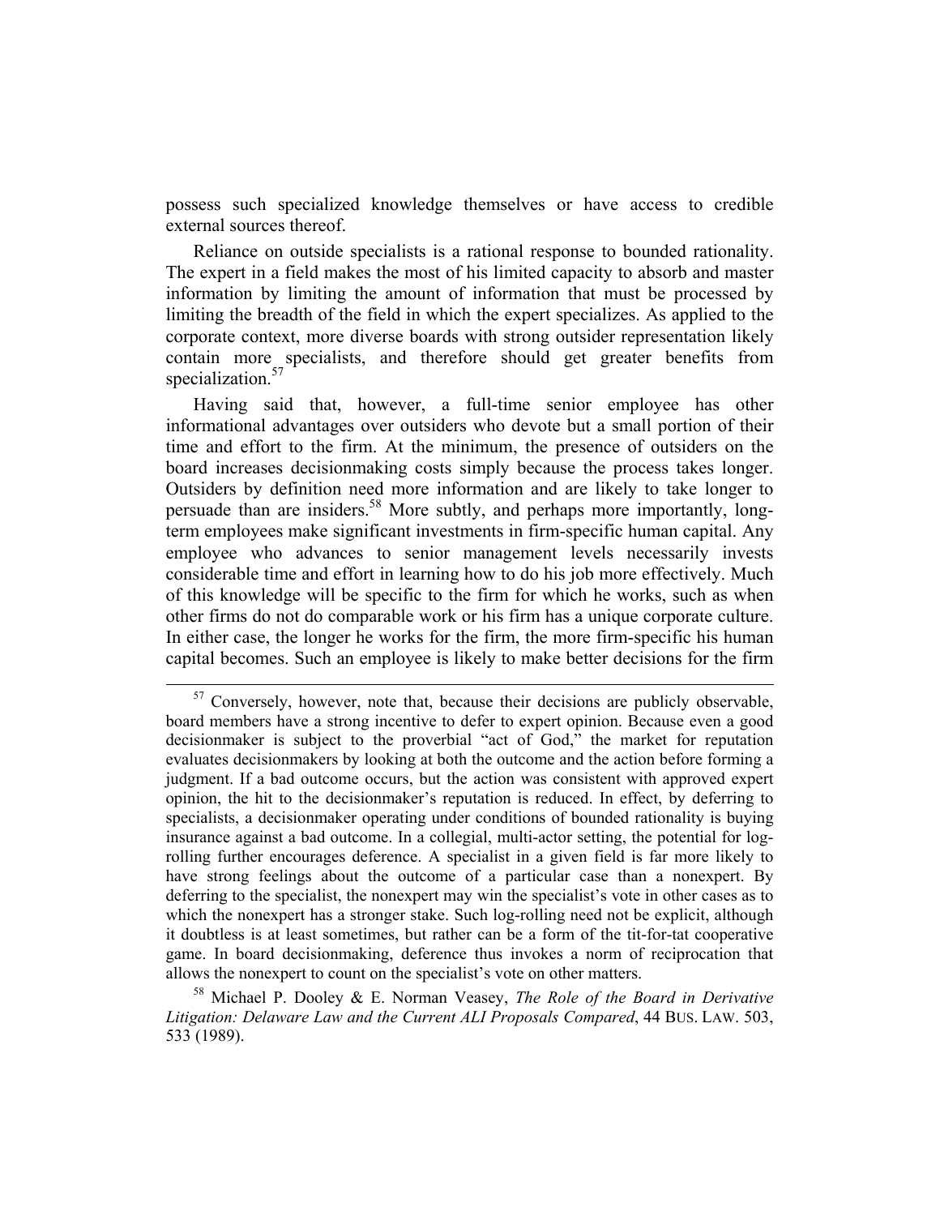possess such specialized knowledge themselves or have access to credible external sources thereof.

Reliance on outside specialists is a rational response to bounded rationality. The expert in a field makes the most of his limited capacity to absorb and master information by limiting the amount of information that must be processed by limiting the breadth of the field in which the expert specializes. As applied to the corporate context, more diverse boards with strong outsider representation likely contain more specialists, and therefore should get greater benefits from specialization.[57]

Having said that, however, a full-time senior employee has other informational advantages over outsiders who devote but a small portion of their time and effort to the firm. At the minimum, the presence of outsiders on the board increases decisionmaking costs simply because the process takes longer. Outsiders by definition need more information and are likely to take longer to persuade than are insiders.[58] More subtly, and perhaps more importantly, long-term employees make significant investments in firm-specific human capital. Any employee who advances to senior management levels necessarily invests considerable time and effort in learning how to do his job more effectively. Much of this knowledge will be specific to the firm for which he works, such as when other firms do not do comparable work or his firm has a unique corporate culture. In either case, the longer he works for the firm, the more firm-specific his human capital becomes. Such an employee is likely to make better decisions for the firm

---

[57] Conversely, however, note that, because their decisions are publicly observable, board members have a strong incentive to defer to expert opinion. Because even a good decisionmaker is subject to the proverbial "act of God," the market for reputation evaluates decisionmakers by looking at both the outcome and the action before forming a judgment. If a bad outcome occurs, but the action was consistent with approved expert opinion, the hit to the decisionmaker's reputation is reduced. In effect, by deferring to specialists, a decisionmaker operating under conditions of bounded rationality is buying insurance against a bad outcome. In a collegial, multi-actor setting, the potential for log-rolling further encourages deference. A specialist in a given field is far more likely to have strong feelings about the outcome of a particular case than a nonexpert. By deferring to the specialist, the nonexpert may win the specialist's vote in other cases as to which the nonexpert has a stronger stake. Such log-rolling need not be explicit, although it doubtless is at least sometimes, but rather can be a form of the tit-for-tat cooperative game. In board decisionmaking, deference thus invokes a norm of reciprocation that allows the nonexpert to count on the specialist's vote on other matters.

[58] Michael P. Dooley & E. Norman Veasey, *The Role of the Board in Derivative Litigation: Delaware Law and the Current ALI Proposals Compared*, 44 BUS. LAW. 503, 533 (1989).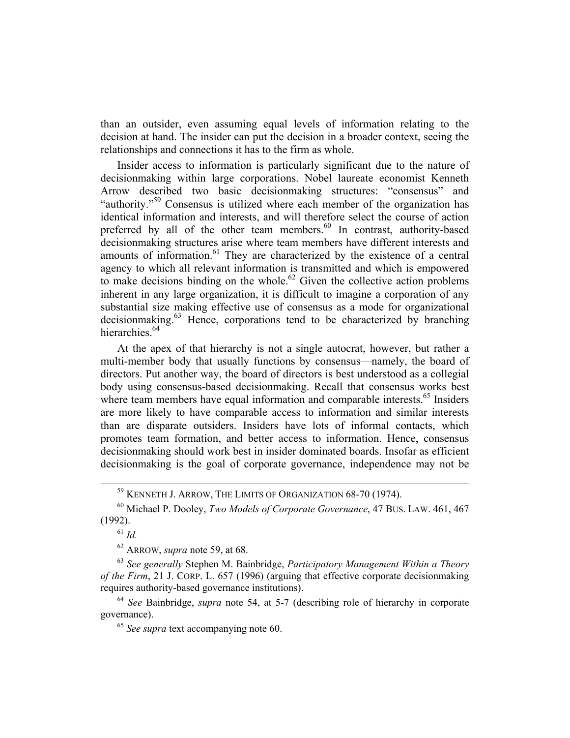than an outsider, even assuming equal levels of information relating to the decision at hand. The insider can put the decision in a broader context, seeing the relationships and connections it has to the firm as whole.

Insider access to information is particularly significant due to the nature of decisionmaking within large corporations. Nobel laureate economist Kenneth Arrow described two basic decisionmaking structures: "consensus" and "authority."[59] Consensus is utilized where each member of the organization has identical information and interests, and will therefore select the course of action preferred by all of the other team members.[60] In contrast, authority-based decisionmaking structures arise where team members have different interests and amounts of information.[61] They are characterized by the existence of a central agency to which all relevant information is transmitted and which is empowered to make decisions binding on the whole.[62] Given the collective action problems inherent in any large organization, it is difficult to imagine a corporation of any substantial size making effective use of consensus as a mode for organizational decisionmaking.[63] Hence, corporations tend to be characterized by branching hierarchies.[64]

At the apex of that hierarchy is not a single autocrat, however, but rather a multi-member body that usually functions by consensus—namely, the board of directors. Put another way, the board of directors is best understood as a collegial body using consensus-based decisionmaking. Recall that consensus works best where team members have equal information and comparable interests.[65] Insiders are more likely to have comparable access to information and similar interests than are disparate outsiders. Insiders have lots of informal contacts, which promotes team formation, and better access to information. Hence, consensus decisionmaking should work best in insider dominated boards. Insofar as efficient decisionmaking is the goal of corporate governance, independence may not be

---

[59] KENNETH J. ARROW, THE LIMITS OF ORGANIZATION 68-70 (1974).

[60] Michael P. Dooley, *Two Models of Corporate Governance*, 47 BUS. LAW. 461, 467 (1992).

[61] *Id.*

[62] ARROW, *supra* note 59, at 68.

[63] *See generally* Stephen M. Bainbridge, *Participatory Management Within a Theory of the Firm*, 21 J. CORP. L. 657 (1996) (arguing that effective corporate decisionmaking requires authority-based governance institutions).

[64] *See* Bainbridge, *supra* note 54, at 5-7 (describing role of hierarchy in corporate governance).

[65] *See supra* text accompanying note 60.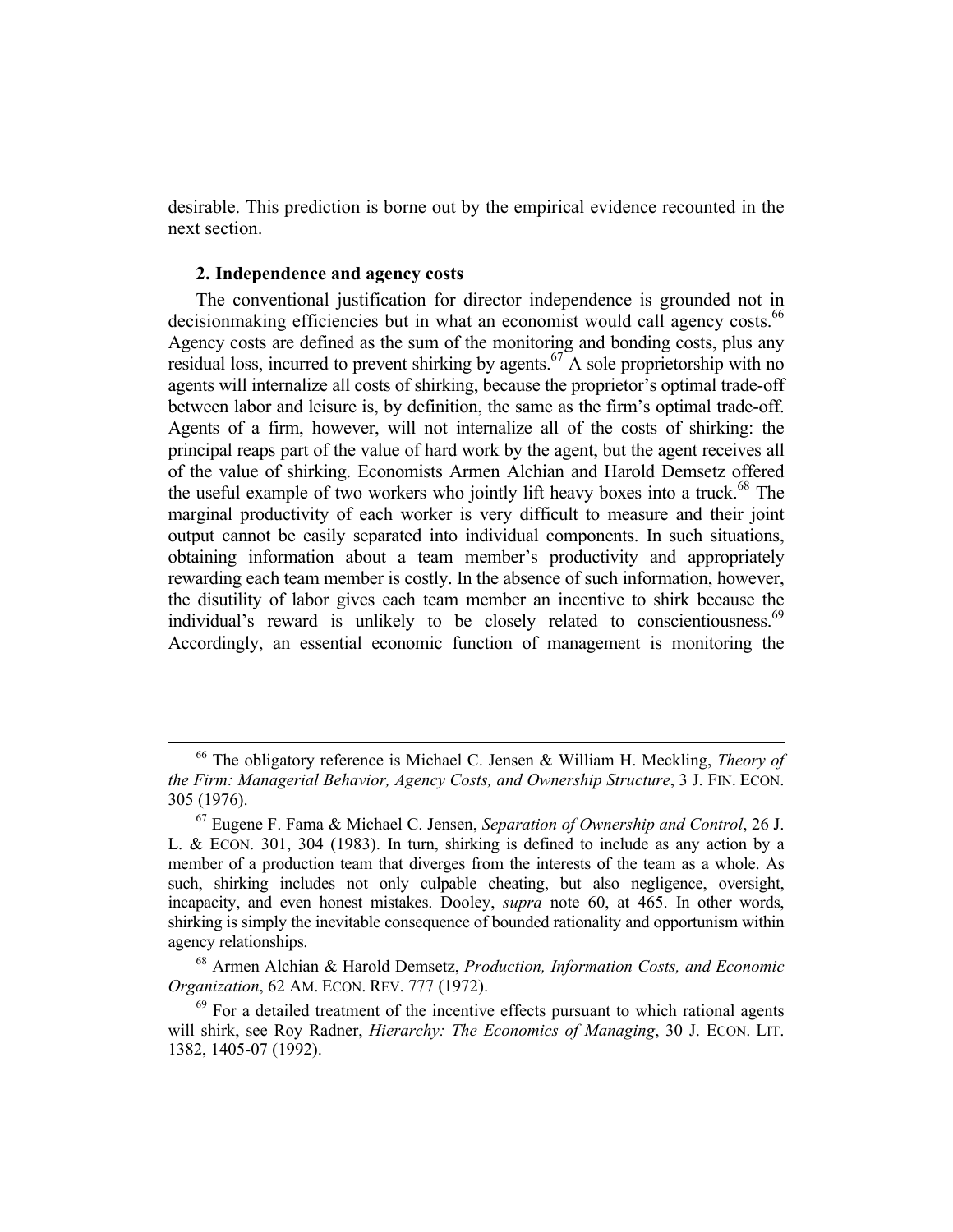desirable. This prediction is borne out by the empirical evidence recounted in the next section.

### 2. Independence and agency costs

The conventional justification for director independence is grounded not in decisionmaking efficiencies but in what an economist would call agency costs.[66] Agency costs are defined as the sum of the monitoring and bonding costs, plus any residual loss, incurred to prevent shirking by agents.[67] A sole proprietorship with no agents will internalize all costs of shirking, because the proprietor's optimal trade-off between labor and leisure is, by definition, the same as the firm's optimal trade-off. Agents of a firm, however, will not internalize all of the costs of shirking: the principal reaps part of the value of hard work by the agent, but the agent receives all of the value of shirking. Economists Armen Alchian and Harold Demsetz offered the useful example of two workers who jointly lift heavy boxes into a truck.[68] The marginal productivity of each worker is very difficult to measure and their joint output cannot be easily separated into individual components. In such situations, obtaining information about a team member's productivity and appropriately rewarding each team member is costly. In the absence of such information, however, the disutility of labor gives each team member an incentive to shirk because the individual's reward is unlikely to be closely related to conscientiousness.[69] Accordingly, an essential economic function of management is monitoring the

---

[66] The obligatory reference is Michael C. Jensen & William H. Meckling, *Theory of the Firm: Managerial Behavior, Agency Costs, and Ownership Structure*, 3 J. FIN. ECON. 305 (1976).

[67] Eugene F. Fama & Michael C. Jensen, *Separation of Ownership and Control*, 26 J. L. & ECON. 301, 304 (1983). In turn, shirking is defined to include as any action by a member of a production team that diverges from the interests of the team as a whole. As such, shirking includes not only culpable cheating, but also negligence, oversight, incapacity, and even honest mistakes. Dooley, *supra* note 60, at 465. In other words, shirking is simply the inevitable consequence of bounded rationality and opportunism within agency relationships.

[68] Armen Alchian & Harold Demsetz, *Production, Information Costs, and Economic Organization*, 62 AM. ECON. REV. 777 (1972).

[69] For a detailed treatment of the incentive effects pursuant to which rational agents will shirk, see Roy Radner, *Hierarchy: The Economics of Managing*, 30 J. ECON. LIT. 1382, 1405-07 (1992).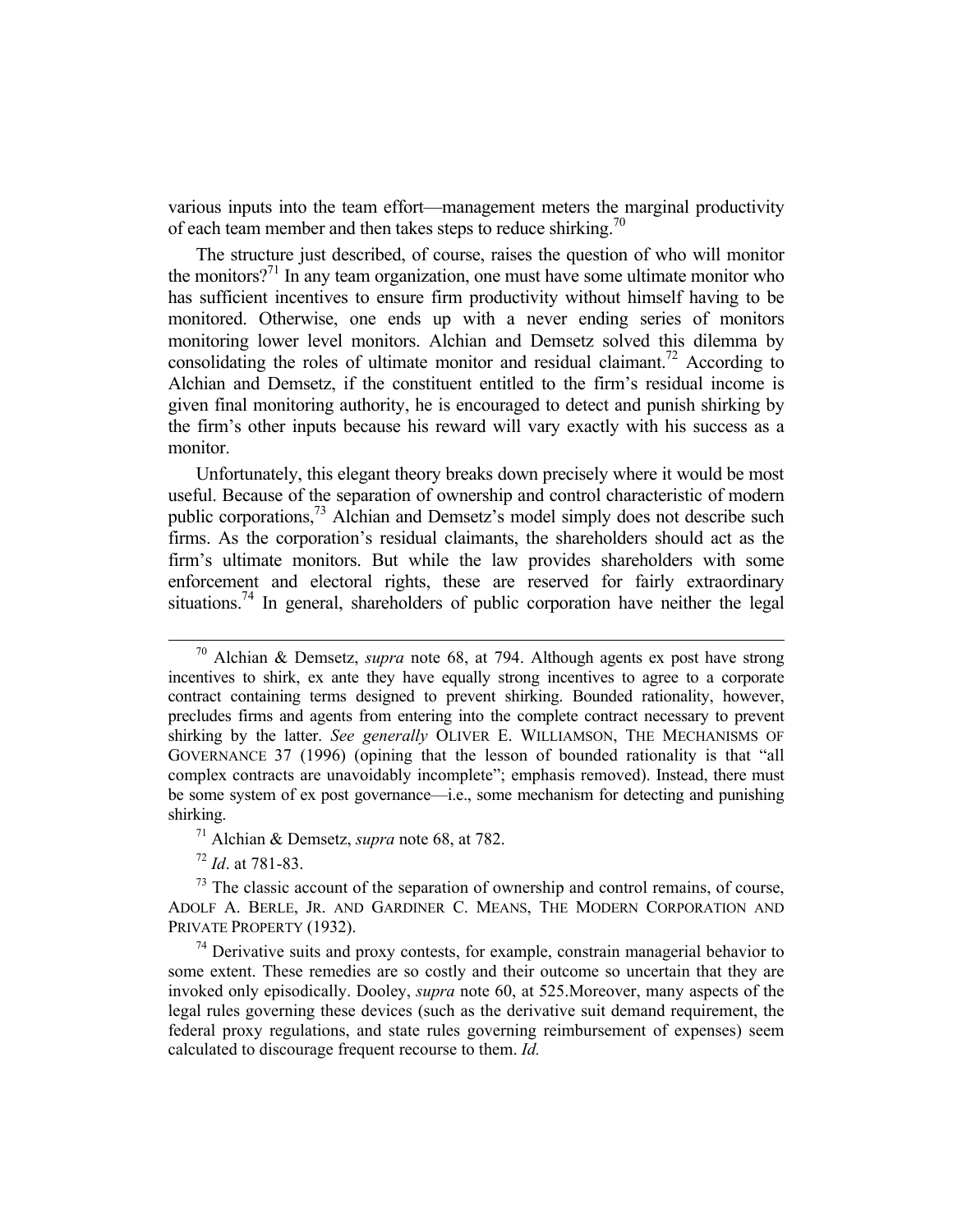various inputs into the team effort—management meters the marginal productivity of each team member and then takes steps to reduce shirking.[70]

The structure just described, of course, raises the question of who will monitor the monitors?[71] In any team organization, one must have some ultimate monitor who has sufficient incentives to ensure firm productivity without himself having to be monitored. Otherwise, one ends up with a never ending series of monitors monitoring lower level monitors. Alchian and Demsetz solved this dilemma by consolidating the roles of ultimate monitor and residual claimant.[72] According to Alchian and Demsetz, if the constituent entitled to the firm's residual income is given final monitoring authority, he is encouraged to detect and punish shirking by the firm's other inputs because his reward will vary exactly with his success as a monitor.

Unfortunately, this elegant theory breaks down precisely where it would be most useful. Because of the separation of ownership and control characteristic of modern public corporations,[73] Alchian and Demsetz's model simply does not describe such firms. As the corporation's residual claimants, the shareholders should act as the firm's ultimate monitors. But while the law provides shareholders with some enforcement and electoral rights, these are reserved for fairly extraordinary situations.[74] In general, shareholders of public corporation have neither the legal

---

[70] Alchian & Demsetz, *supra* note 68, at 794. Although agents ex post have strong incentives to shirk, ex ante they have equally strong incentives to agree to a corporate contract containing terms designed to prevent shirking. Bounded rationality, however, precludes firms and agents from entering into the complete contract necessary to prevent shirking by the latter. *See generally* OLIVER E. WILLIAMSON, THE MECHANISMS OF GOVERNANCE 37 (1996) (opining that the lesson of bounded rationality is that "all complex contracts are unavoidably incomplete"; emphasis removed). Instead, there must be some system of ex post governance—i.e., some mechanism for detecting and punishing shirking.

[71] Alchian & Demsetz, *supra* note 68, at 782.

[72] *Id*. at 781-83.

[73] The classic account of the separation of ownership and control remains, of course, ADOLF A. BERLE, JR. AND GARDINER C. MEANS, THE MODERN CORPORATION AND PRIVATE PROPERTY (1932).

[74] Derivative suits and proxy contests, for example, constrain managerial behavior to some extent. These remedies are so costly and their outcome so uncertain that they are invoked only episodically. Dooley, *supra* note 60, at 525.Moreover, many aspects of the legal rules governing these devices (such as the derivative suit demand requirement, the federal proxy regulations, and state rules governing reimbursement of expenses) seem calculated to discourage frequent recourse to them. *Id.*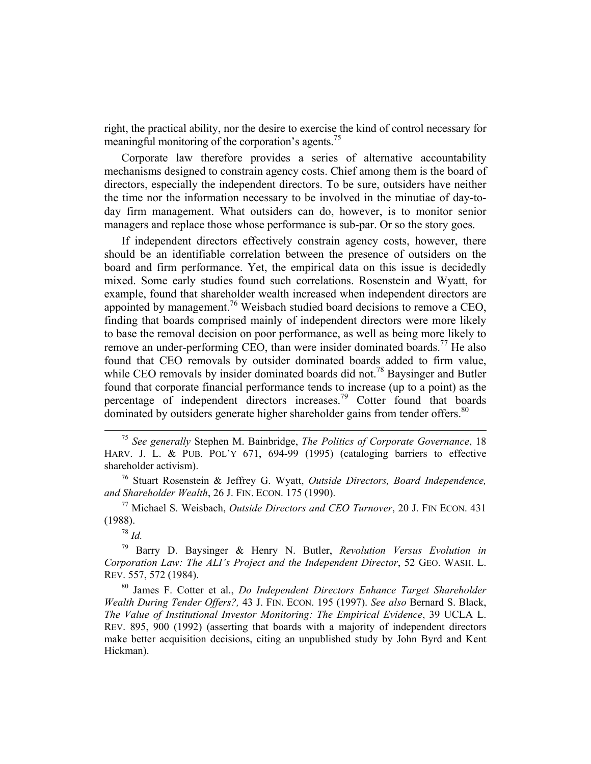right, the practical ability, nor the desire to exercise the kind of control necessary for meaningful monitoring of the corporation's agents.[75]

Corporate law therefore provides a series of alternative accountability mechanisms designed to constrain agency costs. Chief among them is the board of directors, especially the independent directors. To be sure, outsiders have neither the time nor the information necessary to be involved in the minutiae of day-to-day firm management. What outsiders can do, however, is to monitor senior managers and replace those whose performance is sub-par. Or so the story goes.

If independent directors effectively constrain agency costs, however, there should be an identifiable correlation between the presence of outsiders on the board and firm performance. Yet, the empirical data on this issue is decidedly mixed. Some early studies found such correlations. Rosenstein and Wyatt, for example, found that shareholder wealth increased when independent directors are appointed by management.[76] Weisbach studied board decisions to remove a CEO, finding that boards comprised mainly of independent directors were more likely to base the removal decision on poor performance, as well as being more likely to remove an under-performing CEO, than were insider dominated boards.[77] He also found that CEO removals by outsider dominated boards added to firm value, while CEO removals by insider dominated boards did not.[78] Baysinger and Butler found that corporate financial performance tends to increase (up to a point) as the percentage of independent directors increases.[79] Cotter found that boards dominated by outsiders generate higher shareholder gains from tender offers.[80]

---

[75] *See generally* Stephen M. Bainbridge, *The Politics of Corporate Governance*, 18 HARV. J. L. & PUB. POL'Y 671, 694-99 (1995) (cataloging barriers to effective shareholder activism).

[76] Stuart Rosenstein & Jeffrey G. Wyatt, *Outside Directors, Board Independence, and Shareholder Wealth*, 26 J. FIN. ECON. 175 (1990).

[77] Michael S. Weisbach, *Outside Directors and CEO Turnover*, 20 J. FIN ECON. 431 (1988).

[78] *Id.*

[79] Barry D. Baysinger & Henry N. Butler, *Revolution Versus Evolution in Corporation Law: The ALI's Project and the Independent Director*, 52 GEO. WASH. L. REV. 557, 572 (1984).

[80] James F. Cotter et al., *Do Independent Directors Enhance Target Shareholder Wealth During Tender Offers?,* 43 J. FIN. ECON. 195 (1997). *See also* Bernard S. Black, *The Value of Institutional Investor Monitoring: The Empirical Evidence*, 39 UCLA L. REV. 895, 900 (1992) (asserting that boards with a majority of independent directors make better acquisition decisions, citing an unpublished study by John Byrd and Kent Hickman).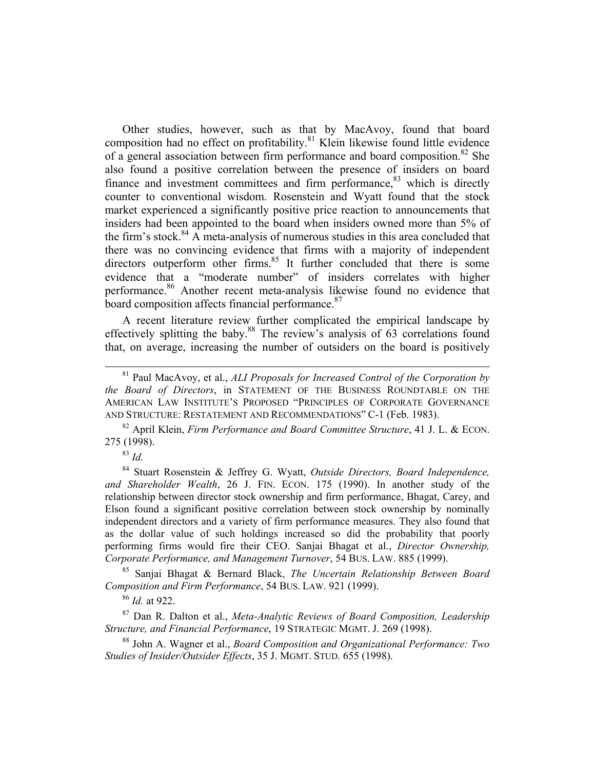Other studies, however, such as that by MacAvoy, found that board composition had no effect on profitability.[81] Klein likewise found little evidence of a general association between firm performance and board composition.[82] She also found a positive correlation between the presence of insiders on board finance and investment committees and firm performance,[83] which is directly counter to conventional wisdom. Rosenstein and Wyatt found that the stock market experienced a significantly positive price reaction to announcements that insiders had been appointed to the board when insiders owned more than 5% of the firm's stock.[84] A meta-analysis of numerous studies in this area concluded that there was no convincing evidence that firms with a majority of independent directors outperform other firms.[85] It further concluded that there is some evidence that a "moderate number" of insiders correlates with higher performance.[86] Another recent meta-analysis likewise found no evidence that board composition affects financial performance.[87]

A recent literature review further complicated the empirical landscape by effectively splitting the baby.[88] The review's analysis of 63 correlations found that, on average, increasing the number of outsiders on the board is positively

---

[81] Paul MacAvoy, et al., *ALI Proposals for Increased Control of the Corporation by the Board of Directors*, in STATEMENT OF THE BUSINESS ROUNDTABLE ON THE AMERICAN LAW INSTITUTE'S PROPOSED "PRINCIPLES OF CORPORATE GOVERNANCE AND STRUCTURE: RESTATEMENT AND RECOMMENDATIONS" C-1 (Feb. 1983).

[82] April Klein, *Firm Performance and Board Committee Structure*, 41 J. L. & ECON. 275 (1998).

[83] *Id.*

[84] Stuart Rosenstein & Jeffrey G. Wyatt, *Outside Directors, Board Independence, and Shareholder Wealth*, 26 J. FIN. ECON. 175 (1990). In another study of the relationship between director stock ownership and firm performance, Bhagat, Carey, and Elson found a significant positive correlation between stock ownership by nominally independent directors and a variety of firm performance measures. They also found that as the dollar value of such holdings increased so did the probability that poorly performing firms would fire their CEO. Sanjai Bhagat et al., *Director Ownership, Corporate Performance, and Management Turnover*, 54 BUS. LAW. 885 (1999).

[85] Sanjai Bhagat & Bernard Black, *The Uncertain Relationship Between Board Composition and Firm Performance*, 54 BUS. LAW. 921 (1999).

[86] *Id.* at 922.

[87] Dan R. Dalton et al., *Meta-Analytic Reviews of Board Composition, Leadership Structure, and Financial Performance*, 19 STRATEGIC MGMT. J. 269 (1998).

[88] John A. Wagner et al., *Board Composition and Organizational Performance: Two Studies of Insider/Outsider Effects*, 35 J. MGMT. STUD. 655 (1998).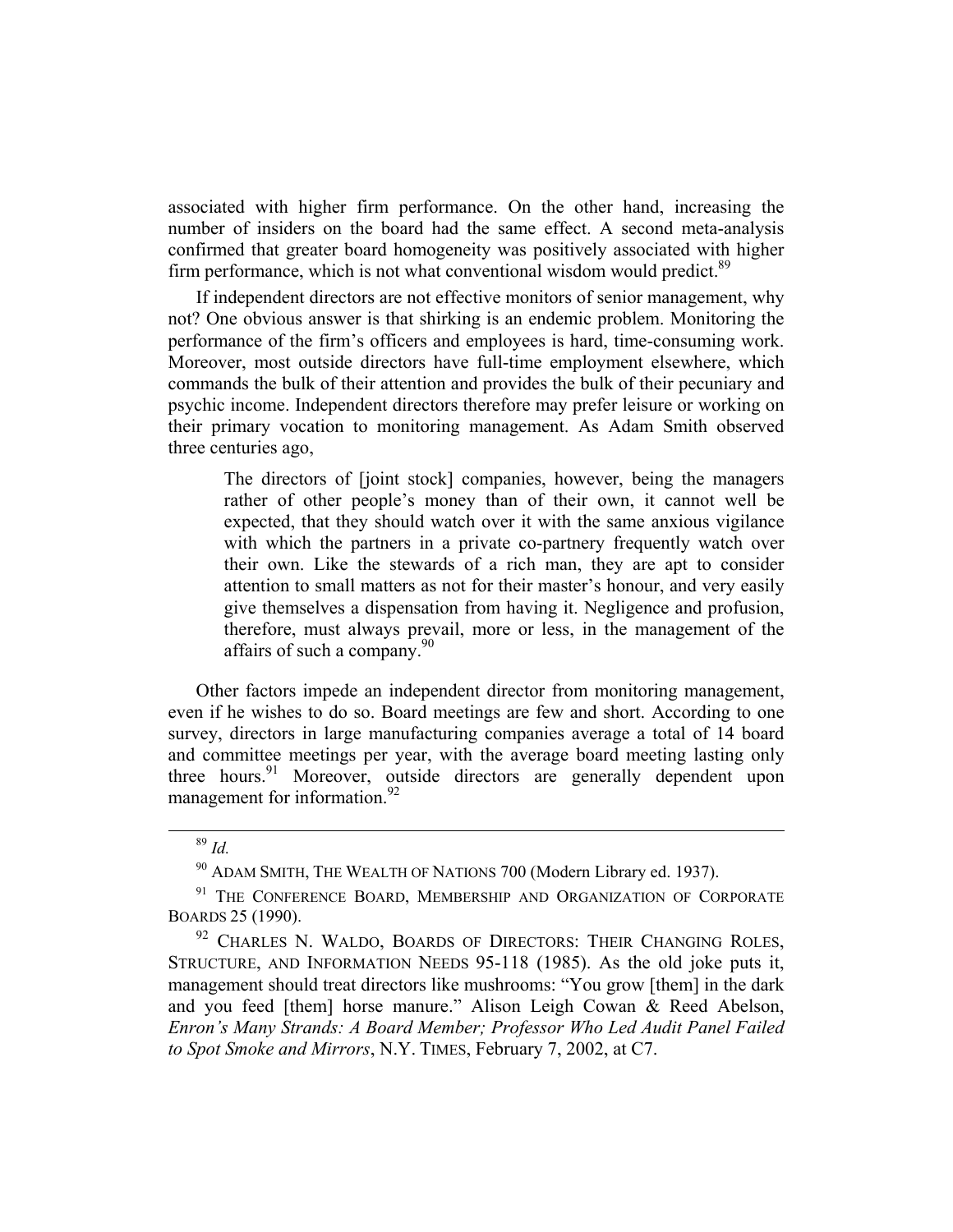associated with higher firm performance. On the other hand, increasing the number of insiders on the board had the same effect. A second meta-analysis confirmed that greater board homogeneity was positively associated with higher firm performance, which is not what conventional wisdom would predict.[89]

If independent directors are not effective monitors of senior management, why not? One obvious answer is that shirking is an endemic problem. Monitoring the performance of the firm's officers and employees is hard, time-consuming work. Moreover, most outside directors have full-time employment elsewhere, which commands the bulk of their attention and provides the bulk of their pecuniary and psychic income. Independent directors therefore may prefer leisure or working on their primary vocation to monitoring management. As Adam Smith observed three centuries ago,

> The directors of [joint stock] companies, however, being the managers rather of other people's money than of their own, it cannot well be expected, that they should watch over it with the same anxious vigilance with which the partners in a private co-partnery frequently watch over their own. Like the stewards of a rich man, they are apt to consider attention to small matters as not for their master's honour, and very easily give themselves a dispensation from having it. Negligence and profusion, therefore, must always prevail, more or less, in the management of the affairs of such a company.[90]

Other factors impede an independent director from monitoring management, even if he wishes to do so. Board meetings are few and short. According to one survey, directors in large manufacturing companies average a total of 14 board and committee meetings per year, with the average board meeting lasting only three hours.[91] Moreover, outside directors are generally dependent upon management for information.[92]

---

[89] *Id.*

[90] ADAM SMITH, THE WEALTH OF NATIONS 700 (Modern Library ed. 1937).

[91] THE CONFERENCE BOARD, MEMBERSHIP AND ORGANIZATION OF CORPORATE BOARDS 25 (1990).

[92] CHARLES N. WALDO, BOARDS OF DIRECTORS: THEIR CHANGING ROLES, STRUCTURE, AND INFORMATION NEEDS 95-118 (1985). As the old joke puts it, management should treat directors like mushrooms: "You grow [them] in the dark and you feed [them] horse manure." Alison Leigh Cowan & Reed Abelson, *Enron's Many Strands: A Board Member; Professor Who Led Audit Panel Failed to Spot Smoke and Mirrors*, N.Y. TIMES, February 7, 2002, at C7.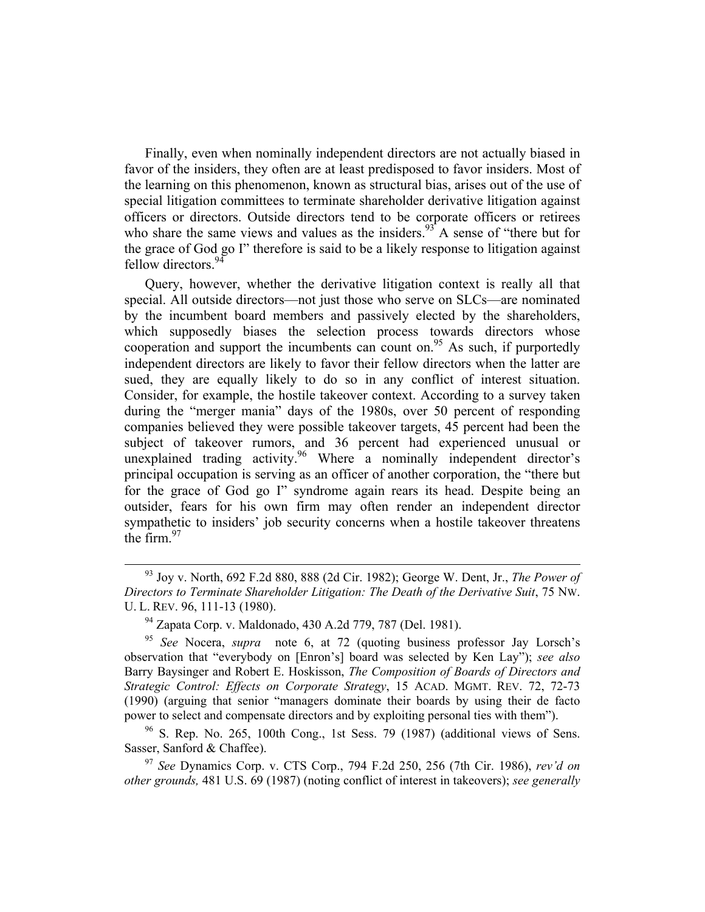Finally, even when nominally independent directors are not actually biased in favor of the insiders, they often are at least predisposed to favor insiders. Most of the learning on this phenomenon, known as structural bias, arises out of the use of special litigation committees to terminate shareholder derivative litigation against officers or directors. Outside directors tend to be corporate officers or retirees who share the same views and values as the insiders.[93] A sense of "there but for the grace of God go I" therefore is said to be a likely response to litigation against fellow directors.[94]

Query, however, whether the derivative litigation context is really all that special. All outside directors—not just those who serve on SLCs—are nominated by the incumbent board members and passively elected by the shareholders, which supposedly biases the selection process towards directors whose cooperation and support the incumbents can count on.[95] As such, if purportedly independent directors are likely to favor their fellow directors when the latter are sued, they are equally likely to do so in any conflict of interest situation. Consider, for example, the hostile takeover context. According to a survey taken during the "merger mania" days of the 1980s, over 50 percent of responding companies believed they were possible takeover targets, 45 percent had been the subject of takeover rumors, and 36 percent had experienced unusual or unexplained trading activity.[96] Where a nominally independent director's principal occupation is serving as an officer of another corporation, the "there but for the grace of God go I" syndrome again rears its head. Despite being an outsider, fears for his own firm may often render an independent director sympathetic to insiders' job security concerns when a hostile takeover threatens the firm.[97]

---

[93] Joy v. North, 692 F.2d 880, 888 (2d Cir. 1982); George W. Dent, Jr., *The Power of Directors to Terminate Shareholder Litigation: The Death of the Derivative Suit*, 75 NW. U. L. REV. 96, 111-13 (1980).

[94] Zapata Corp. v. Maldonado, 430 A.2d 779, 787 (Del. 1981).

[95] *See* Nocera, *supra* note 6, at 72 (quoting business professor Jay Lorsch's observation that "everybody on [Enron's] board was selected by Ken Lay"); *see also* Barry Baysinger and Robert E. Hoskisson, *The Composition of Boards of Directors and Strategic Control: Effects on Corporate Strategy*, 15 ACAD. MGMT. REV. 72, 72-73 (1990) (arguing that senior "managers dominate their boards by using their de facto power to select and compensate directors and by exploiting personal ties with them").

[96] S. Rep. No. 265, 100th Cong., 1st Sess. 79 (1987) (additional views of Sens. Sasser, Sanford & Chaffee).

[97] *See* Dynamics Corp. v. CTS Corp., 794 F.2d 250, 256 (7th Cir. 1986), *rev'd on other grounds,* 481 U.S. 69 (1987) (noting conflict of interest in takeovers); *see generally*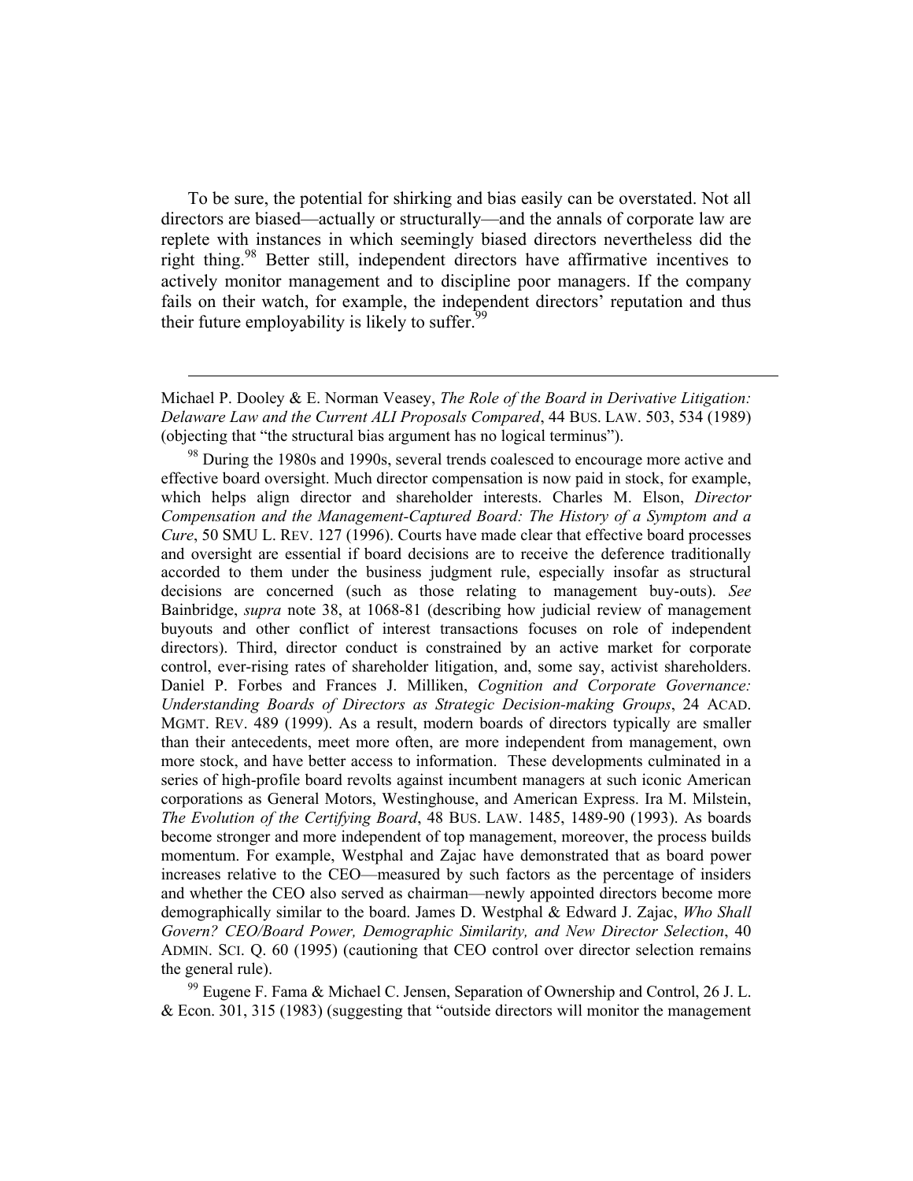To be sure, the potential for shirking and bias easily can be overstated. Not all directors are biased—actually or structurally—and the annals of corporate law are replete with instances in which seemingly biased directors nevertheless did the right thing.[98] Better still, independent directors have affirmative incentives to actively monitor management and to discipline poor managers. If the company fails on their watch, for example, the independent directors' reputation and thus their future employability is likely to suffer.[99]

---

Michael P. Dooley & E. Norman Veasey, *The Role of the Board in Derivative Litigation: Delaware Law and the Current ALI Proposals Compared*, 44 BUS. LAW. 503, 534 (1989) (objecting that "the structural bias argument has no logical terminus").

[98] During the 1980s and 1990s, several trends coalesced to encourage more active and effective board oversight. Much director compensation is now paid in stock, for example, which helps align director and shareholder interests. Charles M. Elson, *Director Compensation and the Management-Captured Board: The History of a Symptom and a Cure*, 50 SMU L. REV. 127 (1996). Courts have made clear that effective board processes and oversight are essential if board decisions are to receive the deference traditionally accorded to them under the business judgment rule, especially insofar as structural decisions are concerned (such as those relating to management buy-outs). *See* Bainbridge, *supra* note 38, at 1068-81 (describing how judicial review of management buyouts and other conflict of interest transactions focuses on role of independent directors). Third, director conduct is constrained by an active market for corporate control, ever-rising rates of shareholder litigation, and, some say, activist shareholders. Daniel P. Forbes and Frances J. Milliken, *Cognition and Corporate Governance: Understanding Boards of Directors as Strategic Decision-making Groups*, 24 ACAD. MGMT. REV. 489 (1999). As a result, modern boards of directors typically are smaller than their antecedents, meet more often, are more independent from management, own more stock, and have better access to information. These developments culminated in a series of high-profile board revolts against incumbent managers at such iconic American corporations as General Motors, Westinghouse, and American Express. Ira M. Milstein, *The Evolution of the Certifying Board*, 48 BUS. LAW. 1485, 1489-90 (1993). As boards become stronger and more independent of top management, moreover, the process builds momentum. For example, Westphal and Zajac have demonstrated that as board power increases relative to the CEO—measured by such factors as the percentage of insiders and whether the CEO also served as chairman—newly appointed directors become more demographically similar to the board. James D. Westphal & Edward J. Zajac, *Who Shall Govern? CEO/Board Power, Demographic Similarity, and New Director Selection*, 40 ADMIN. SCI. Q. 60 (1995) (cautioning that CEO control over director selection remains the general rule).

[99] Eugene F. Fama & Michael C. Jensen, Separation of Ownership and Control, 26 J. L. & Econ. 301, 315 (1983) (suggesting that "outside directors will monitor the management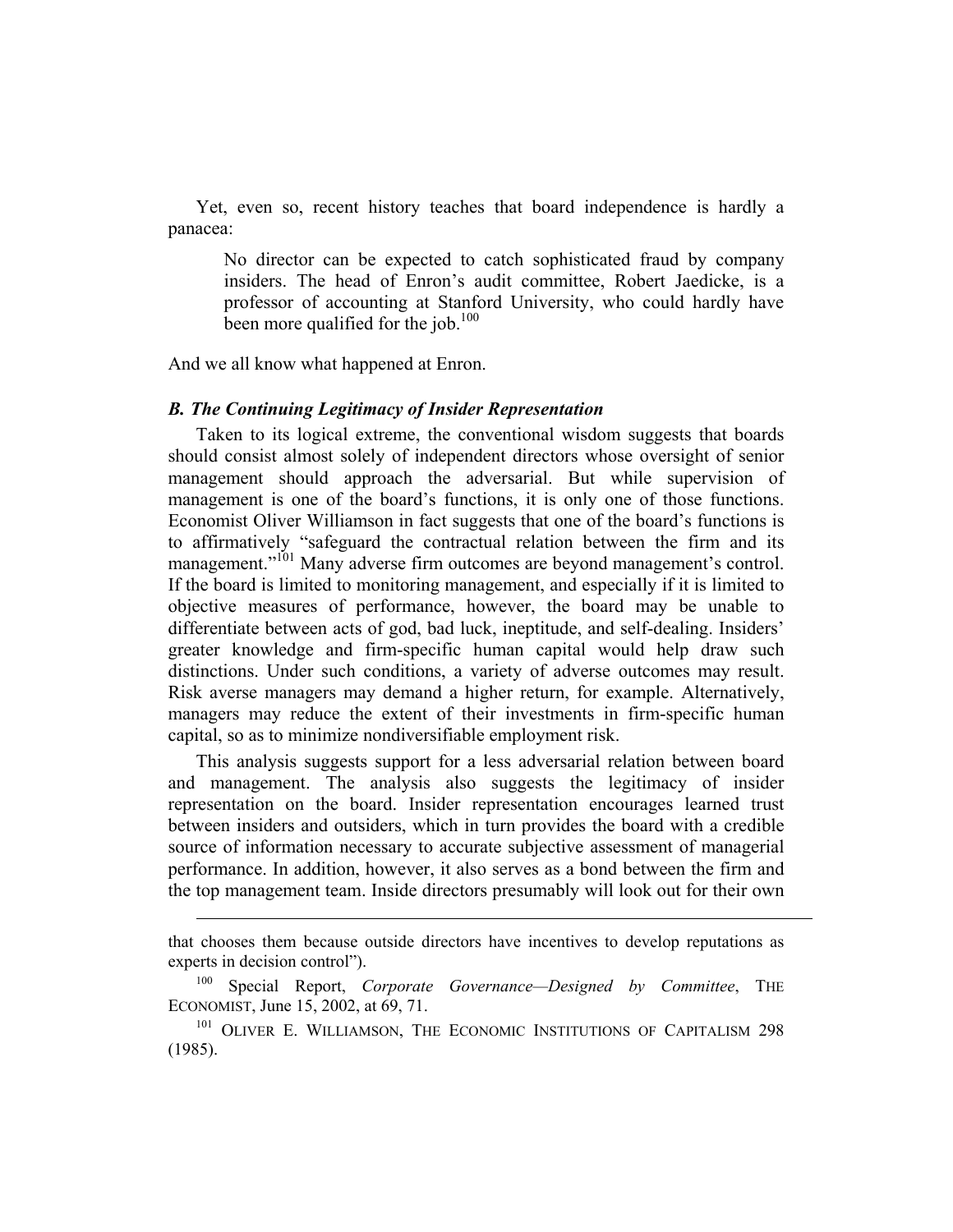Yet, even so, recent history teaches that board independence is hardly a panacea:

> No director can be expected to catch sophisticated fraud by company insiders. The head of Enron's audit committee, Robert Jaedicke, is a professor of accounting at Stanford University, who could hardly have been more qualified for the job.[100]

And we all know what happened at Enron.

### *B. The Continuing Legitimacy of Insider Representation*

Taken to its logical extreme, the conventional wisdom suggests that boards should consist almost solely of independent directors whose oversight of senior management should approach the adversarial. But while supervision of management is one of the board's functions, it is only one of those functions. Economist Oliver Williamson in fact suggests that one of the board's functions is to affirmatively "safeguard the contractual relation between the firm and its management."[101] Many adverse firm outcomes are beyond management's control. If the board is limited to monitoring management, and especially if it is limited to objective measures of performance, however, the board may be unable to differentiate between acts of god, bad luck, ineptitude, and self-dealing. Insiders' greater knowledge and firm-specific human capital would help draw such distinctions. Under such conditions, a variety of adverse outcomes may result. Risk averse managers may demand a higher return, for example. Alternatively, managers may reduce the extent of their investments in firm-specific human capital, so as to minimize nondiversifiable employment risk.

This analysis suggests support for a less adversarial relation between board and management. The analysis also suggests the legitimacy of insider representation on the board. Insider representation encourages learned trust between insiders and outsiders, which in turn provides the board with a credible source of information necessary to accurate subjective assessment of managerial performance. In addition, however, it also serves as a bond between the firm and the top management team. Inside directors presumably will look out for their own

---

that chooses them because outside directors have incentives to develop reputations as experts in decision control").

[100] Special Report, *Corporate Governance—Designed by Committee*, THE ECONOMIST, June 15, 2002, at 69, 71.

[101] OLIVER E. WILLIAMSON, THE ECONOMIC INSTITUTIONS OF CAPITALISM 298 (1985).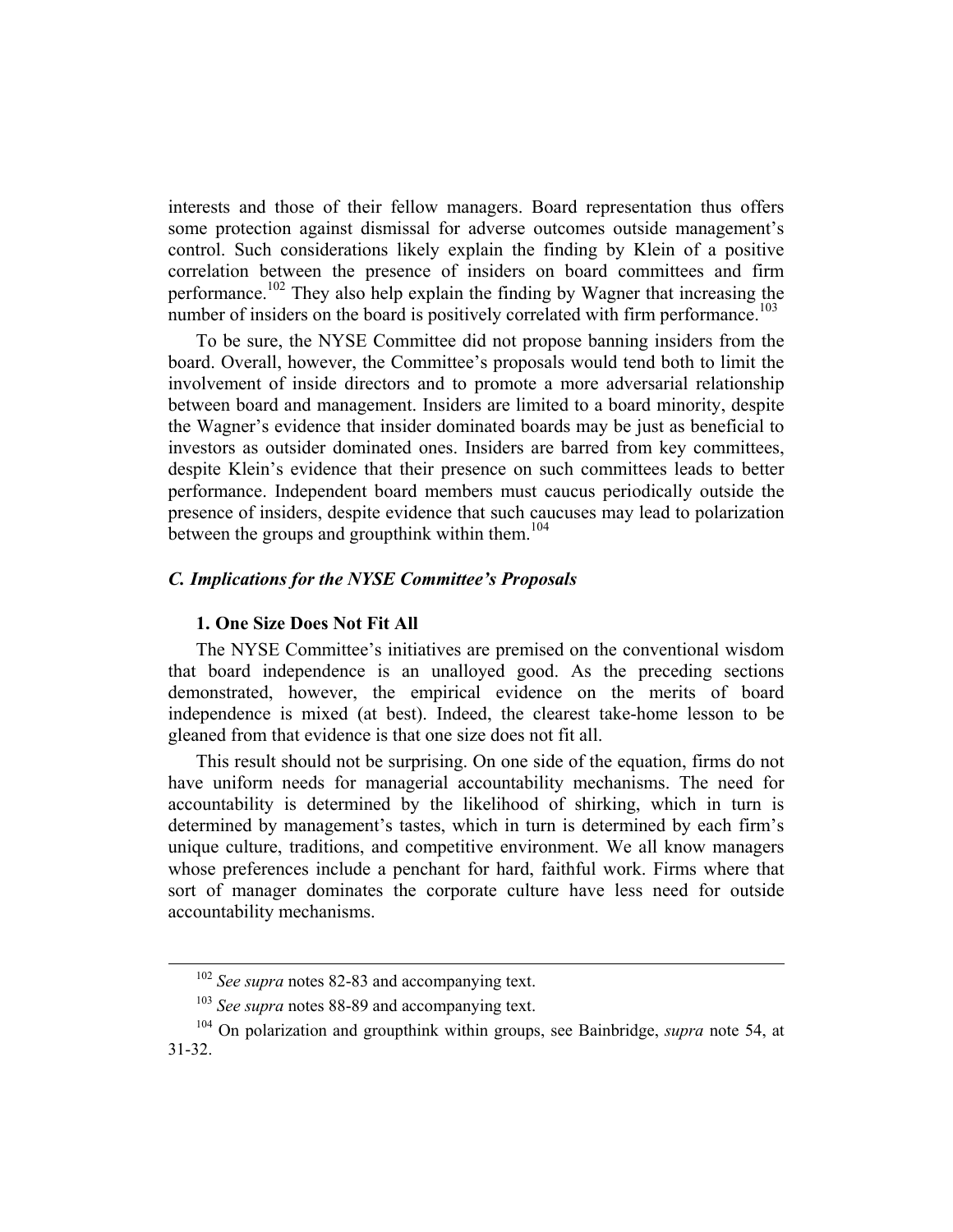interests and those of their fellow managers. Board representation thus offers some protection against dismissal for adverse outcomes outside management's control. Such considerations likely explain the finding by Klein of a positive correlation between the presence of insiders on board committees and firm performance.[102] They also help explain the finding by Wagner that increasing the number of insiders on the board is positively correlated with firm performance.[103]

To be sure, the NYSE Committee did not propose banning insiders from the board. Overall, however, the Committee's proposals would tend both to limit the involvement of inside directors and to promote a more adversarial relationship between board and management. Insiders are limited to a board minority, despite the Wagner's evidence that insider dominated boards may be just as beneficial to investors as outsider dominated ones. Insiders are barred from key committees, despite Klein's evidence that their presence on such committees leads to better performance. Independent board members must caucus periodically outside the presence of insiders, despite evidence that such caucuses may lead to polarization between the groups and groupthink within them.[104]

### *C. Implications for the NYSE Committee's Proposals*

#### 1. One Size Does Not Fit All

The NYSE Committee's initiatives are premised on the conventional wisdom that board independence is an unalloyed good. As the preceding sections demonstrated, however, the empirical evidence on the merits of board independence is mixed (at best). Indeed, the clearest take-home lesson to be gleaned from that evidence is that one size does not fit all.

This result should not be surprising. On one side of the equation, firms do not have uniform needs for managerial accountability mechanisms. The need for accountability is determined by the likelihood of shirking, which in turn is determined by management's tastes, which in turn is determined by each firm's unique culture, traditions, and competitive environment. We all know managers whose preferences include a penchant for hard, faithful work. Firms where that sort of manager dominates the corporate culture have less need for outside accountability mechanisms.

---

[102] *See supra* notes 82-83 and accompanying text.

[103] *See supra* notes 88-89 and accompanying text.

[104] On polarization and groupthink within groups, see Bainbridge, *supra* note 54, at 31-32.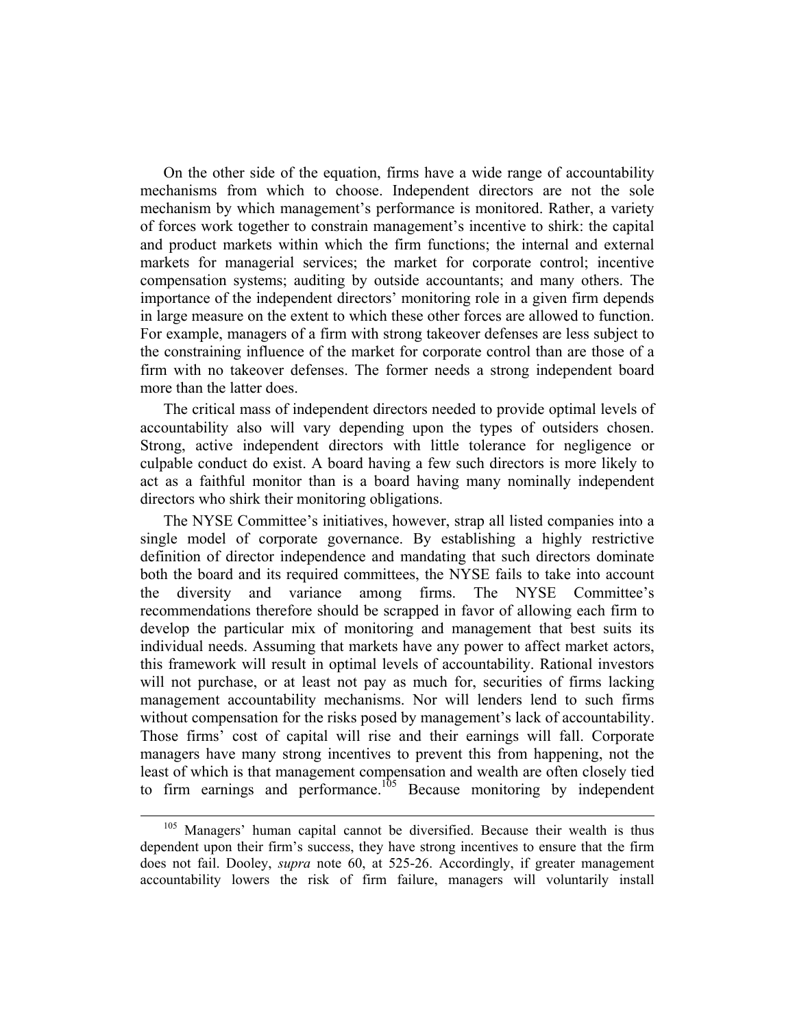On the other side of the equation, firms have a wide range of accountability mechanisms from which to choose. Independent directors are not the sole mechanism by which management's performance is monitored. Rather, a variety of forces work together to constrain management's incentive to shirk: the capital and product markets within which the firm functions; the internal and external markets for managerial services; the market for corporate control; incentive compensation systems; auditing by outside accountants; and many others. The importance of the independent directors' monitoring role in a given firm depends in large measure on the extent to which these other forces are allowed to function. For example, managers of a firm with strong takeover defenses are less subject to the constraining influence of the market for corporate control than are those of a firm with no takeover defenses. The former needs a strong independent board more than the latter does.

The critical mass of independent directors needed to provide optimal levels of accountability also will vary depending upon the types of outsiders chosen. Strong, active independent directors with little tolerance for negligence or culpable conduct do exist. A board having a few such directors is more likely to act as a faithful monitor than is a board having many nominally independent directors who shirk their monitoring obligations.

The NYSE Committee's initiatives, however, strap all listed companies into a single model of corporate governance. By establishing a highly restrictive definition of director independence and mandating that such directors dominate both the board and its required committees, the NYSE fails to take into account the diversity and variance among firms. The NYSE Committee's recommendations therefore should be scrapped in favor of allowing each firm to develop the particular mix of monitoring and management that best suits its individual needs. Assuming that markets have any power to affect market actors, this framework will result in optimal levels of accountability. Rational investors will not purchase, or at least not pay as much for, securities of firms lacking management accountability mechanisms. Nor will lenders lend to such firms without compensation for the risks posed by management's lack of accountability. Those firms' cost of capital will rise and their earnings will fall. Corporate managers have many strong incentives to prevent this from happening, not the least of which is that management compensation and wealth are often closely tied to firm earnings and performance.[105] Because monitoring by independent

[105] Managers' human capital cannot be diversified. Because their wealth is thus dependent upon their firm's success, they have strong incentives to ensure that the firm does not fail. Dooley, *supra* note 60, at 525-26. Accordingly, if greater management accountability lowers the risk of firm failure, managers will voluntarily install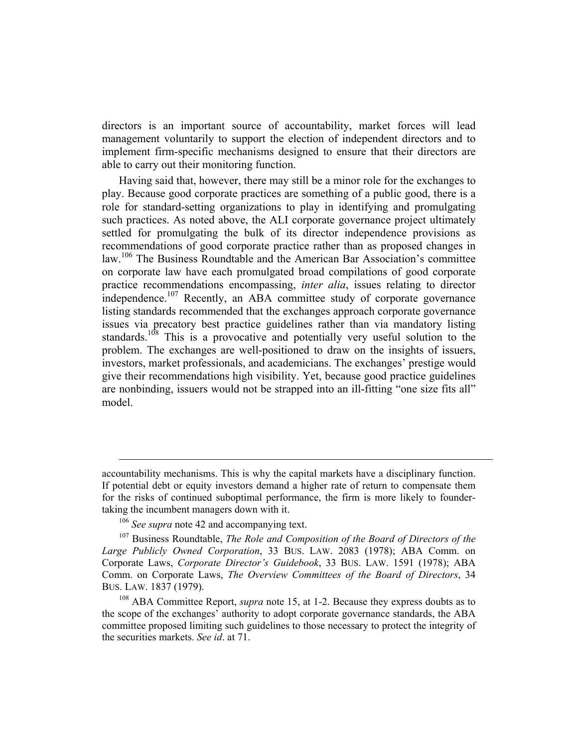directors is an important source of accountability, market forces will lead management voluntarily to support the election of independent directors and to implement firm-specific mechanisms designed to ensure that their directors are able to carry out their monitoring function.

Having said that, however, there may still be a minor role for the exchanges to play. Because good corporate practices are something of a public good, there is a role for standard-setting organizations to play in identifying and promulgating such practices. As noted above, the ALI corporate governance project ultimately settled for promulgating the bulk of its director independence provisions as recommendations of good corporate practice rather than as proposed changes in law.[106] The Business Roundtable and the American Bar Association's committee on corporate law have each promulgated broad compilations of good corporate practice recommendations encompassing, *inter alia*, issues relating to director independence.[107] Recently, an ABA committee study of corporate governance listing standards recommended that the exchanges approach corporate governance issues via precatory best practice guidelines rather than via mandatory listing standards.[108] This is a provocative and potentially very useful solution to the problem. The exchanges are well-positioned to draw on the insights of issuers, investors, market professionals, and academicians. The exchanges' prestige would give their recommendations high visibility. Yet, because good practice guidelines are nonbinding, issuers would not be strapped into an ill-fitting "one size fits all" model.

---

accountability mechanisms. This is why the capital markets have a disciplinary function. If potential debt or equity investors demand a higher rate of return to compensate them for the risks of continued suboptimal performance, the firm is more likely to founder-taking the incumbent managers down with it.

[106] *See supra* note 42 and accompanying text.

[107] Business Roundtable, *The Role and Composition of the Board of Directors of the Large Publicly Owned Corporation*, 33 BUS. LAW. 2083 (1978); ABA Comm. on Corporate Laws, *Corporate Director's Guidebook*, 33 BUS. LAW. 1591 (1978); ABA Comm. on Corporate Laws, *The Overview Committees of the Board of Directors*, 34 BUS. LAW. 1837 (1979).

[108] ABA Committee Report, *supra* note 15, at 1-2. Because they express doubts as to the scope of the exchanges' authority to adopt corporate governance standards, the ABA committee proposed limiting such guidelines to those necessary to protect the integrity of the securities markets. *See id*. at 71.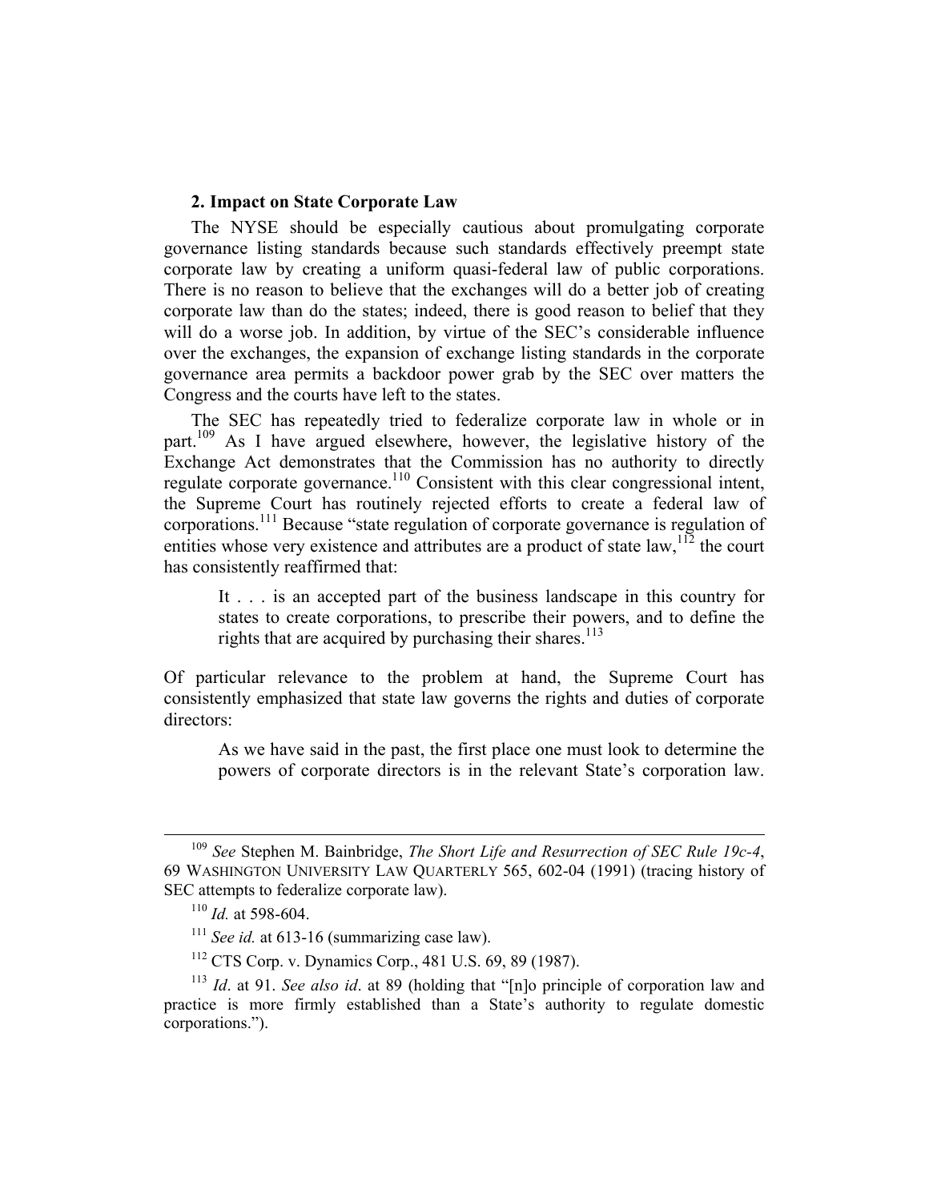### 2. Impact on State Corporate Law

The NYSE should be especially cautious about promulgating corporate governance listing standards because such standards effectively preempt state corporate law by creating a uniform quasi-federal law of public corporations. There is no reason to believe that the exchanges will do a better job of creating corporate law than do the states; indeed, there is good reason to belief that they will do a worse job. In addition, by virtue of the SEC's considerable influence over the exchanges, the expansion of exchange listing standards in the corporate governance area permits a backdoor power grab by the SEC over matters the Congress and the courts have left to the states.

The SEC has repeatedly tried to federalize corporate law in whole or in part.[109] As I have argued elsewhere, however, the legislative history of the Exchange Act demonstrates that the Commission has no authority to directly regulate corporate governance.[110] Consistent with this clear congressional intent, the Supreme Court has routinely rejected efforts to create a federal law of corporations.[111] Because "state regulation of corporate governance is regulation of entities whose very existence and attributes are a product of state law,[112] the court has consistently reaffirmed that:

> It . . . is an accepted part of the business landscape in this country for states to create corporations, to prescribe their powers, and to define the rights that are acquired by purchasing their shares.[113]

Of particular relevance to the problem at hand, the Supreme Court has consistently emphasized that state law governs the rights and duties of corporate directors:

> As we have said in the past, the first place one must look to determine the powers of corporate directors is in the relevant State's corporation law.

---

[109] *See* Stephen M. Bainbridge, *The Short Life and Resurrection of SEC Rule 19c-4*, 69 WASHINGTON UNIVERSITY LAW QUARTERLY 565, 602-04 (1991) (tracing history of SEC attempts to federalize corporate law).

[110] *Id.* at 598-604.

[111] *See id.* at 613-16 (summarizing case law).

[112] CTS Corp. v. Dynamics Corp., 481 U.S. 69, 89 (1987).

[113] *Id*. at 91. *See also id*. at 89 (holding that "[n]o principle of corporation law and practice is more firmly established than a State's authority to regulate domestic corporations.").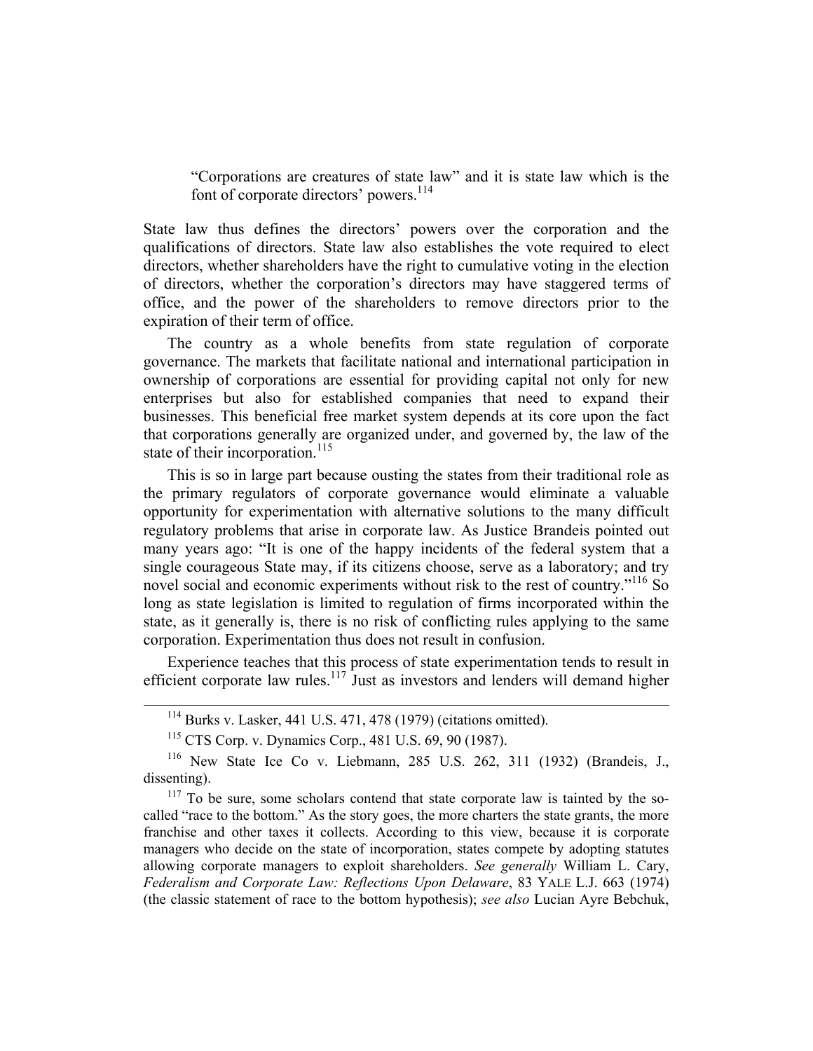> "Corporations are creatures of state law" and it is state law which is the font of corporate directors' powers.[114]

State law thus defines the directors' powers over the corporation and the qualifications of directors. State law also establishes the vote required to elect directors, whether shareholders have the right to cumulative voting in the election of directors, whether the corporation's directors may have staggered terms of office, and the power of the shareholders to remove directors prior to the expiration of their term of office.

The country as a whole benefits from state regulation of corporate governance. The markets that facilitate national and international participation in ownership of corporations are essential for providing capital not only for new enterprises but also for established companies that need to expand their businesses. This beneficial free market system depends at its core upon the fact that corporations generally are organized under, and governed by, the law of the state of their incorporation.[115]

This is so in large part because ousting the states from their traditional role as the primary regulators of corporate governance would eliminate a valuable opportunity for experimentation with alternative solutions to the many difficult regulatory problems that arise in corporate law. As Justice Brandeis pointed out many years ago: "It is one of the happy incidents of the federal system that a single courageous State may, if its citizens choose, serve as a laboratory; and try novel social and economic experiments without risk to the rest of country."[116] So long as state legislation is limited to regulation of firms incorporated within the state, as it generally is, there is no risk of conflicting rules applying to the same corporation. Experimentation thus does not result in confusion.

Experience teaches that this process of state experimentation tends to result in efficient corporate law rules.[117] Just as investors and lenders will demand higher

---

[114] Burks v. Lasker, 441 U.S. 471, 478 (1979) (citations omitted).

[115] CTS Corp. v. Dynamics Corp., 481 U.S. 69, 90 (1987).

[116] New State Ice Co v. Liebmann, 285 U.S. 262, 311 (1932) (Brandeis, J., dissenting).

[117] To be sure, some scholars contend that state corporate law is tainted by the so-called "race to the bottom." As the story goes, the more charters the state grants, the more franchise and other taxes it collects. According to this view, because it is corporate managers who decide on the state of incorporation, states compete by adopting statutes allowing corporate managers to exploit shareholders. *See generally* William L. Cary, *Federalism and Corporate Law: Reflections Upon Delaware*, 83 YALE L.J. 663 (1974) (the classic statement of race to the bottom hypothesis); *see also* Lucian Ayre Bebchuk,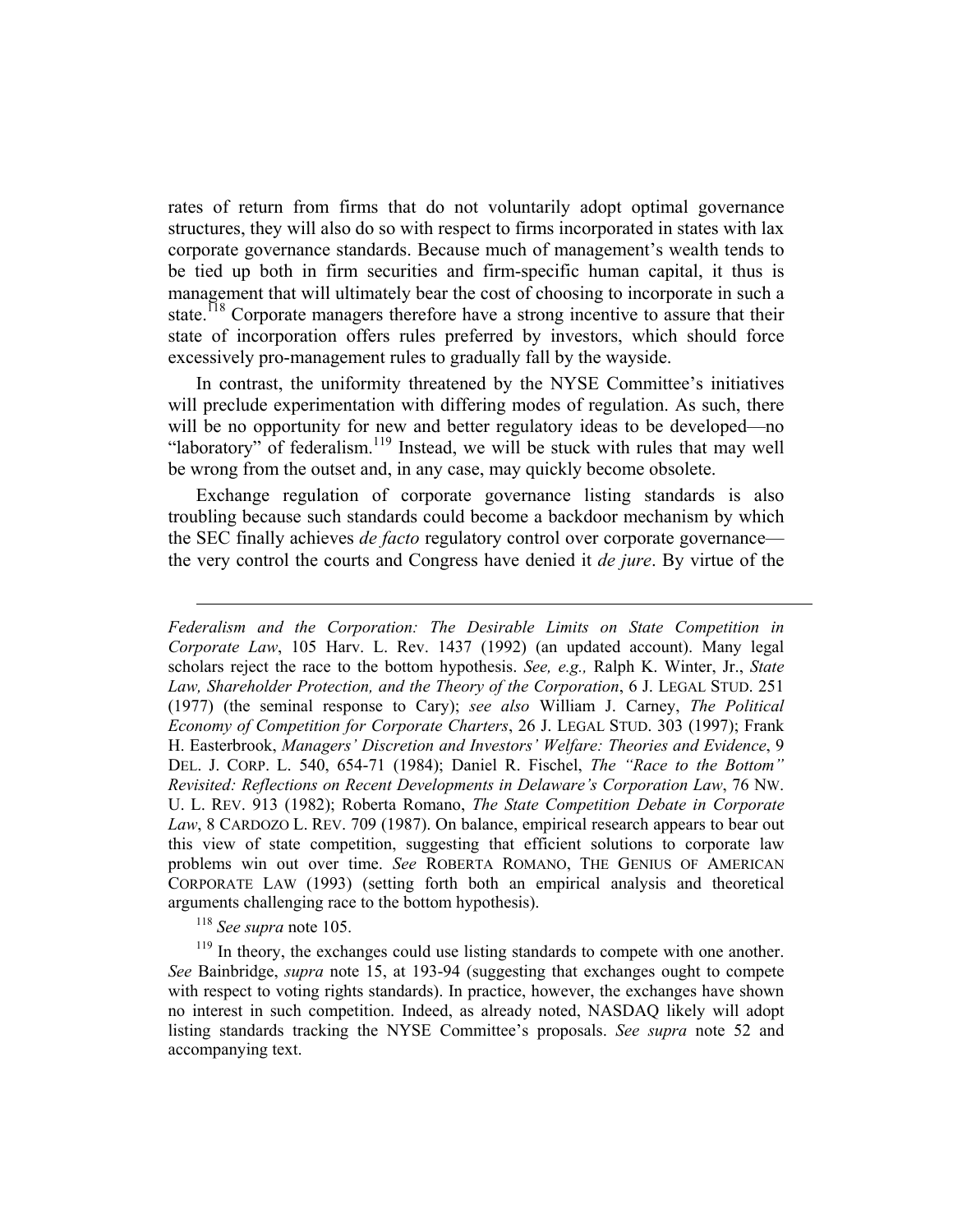rates of return from firms that do not voluntarily adopt optimal governance structures, they will also do so with respect to firms incorporated in states with lax corporate governance standards. Because much of management's wealth tends to be tied up both in firm securities and firm-specific human capital, it thus is management that will ultimately bear the cost of choosing to incorporate in such a state.[118] Corporate managers therefore have a strong incentive to assure that their state of incorporation offers rules preferred by investors, which should force excessively pro-management rules to gradually fall by the wayside.

In contrast, the uniformity threatened by the NYSE Committee's initiatives will preclude experimentation with differing modes of regulation. As such, there will be no opportunity for new and better regulatory ideas to be developed—no "laboratory" of federalism.[119] Instead, we will be stuck with rules that may well be wrong from the outset and, in any case, may quickly become obsolete.

Exchange regulation of corporate governance listing standards is also troubling because such standards could become a backdoor mechanism by which the SEC finally achieves *de facto* regulatory control over corporate governance—the very control the courts and Congress have denied it *de jure*. By virtue of the

---

*Federalism and the Corporation: The Desirable Limits on State Competition in Corporate Law*, 105 Harv. L. Rev. 1437 (1992) (an updated account). Many legal scholars reject the race to the bottom hypothesis. *See, e.g.,* Ralph K. Winter, Jr., *State Law, Shareholder Protection, and the Theory of the Corporation*, 6 J. LEGAL STUD. 251 (1977) (the seminal response to Cary); *see also* William J. Carney, *The Political Economy of Competition for Corporate Charters*, 26 J. LEGAL STUD. 303 (1997); Frank H. Easterbrook, *Managers' Discretion and Investors' Welfare: Theories and Evidence*, 9 DEL. J. CORP. L. 540, 654-71 (1984); Daniel R. Fischel, *The "Race to the Bottom" Revisited: Reflections on Recent Developments in Delaware's Corporation Law*, 76 NW. U. L. REV. 913 (1982); Roberta Romano, *The State Competition Debate in Corporate Law*, 8 CARDOZO L. REV. 709 (1987). On balance, empirical research appears to bear out this view of state competition, suggesting that efficient solutions to corporate law problems win out over time. *See* ROBERTA ROMANO, THE GENIUS OF AMERICAN CORPORATE LAW (1993) (setting forth both an empirical analysis and theoretical arguments challenging race to the bottom hypothesis).

[118] *See supra* note 105.

[119] In theory, the exchanges could use listing standards to compete with one another. *See* Bainbridge, *supra* note 15, at 193-94 (suggesting that exchanges ought to compete with respect to voting rights standards). In practice, however, the exchanges have shown no interest in such competition. Indeed, as already noted, NASDAQ likely will adopt listing standards tracking the NYSE Committee's proposals. *See supra* note 52 and accompanying text.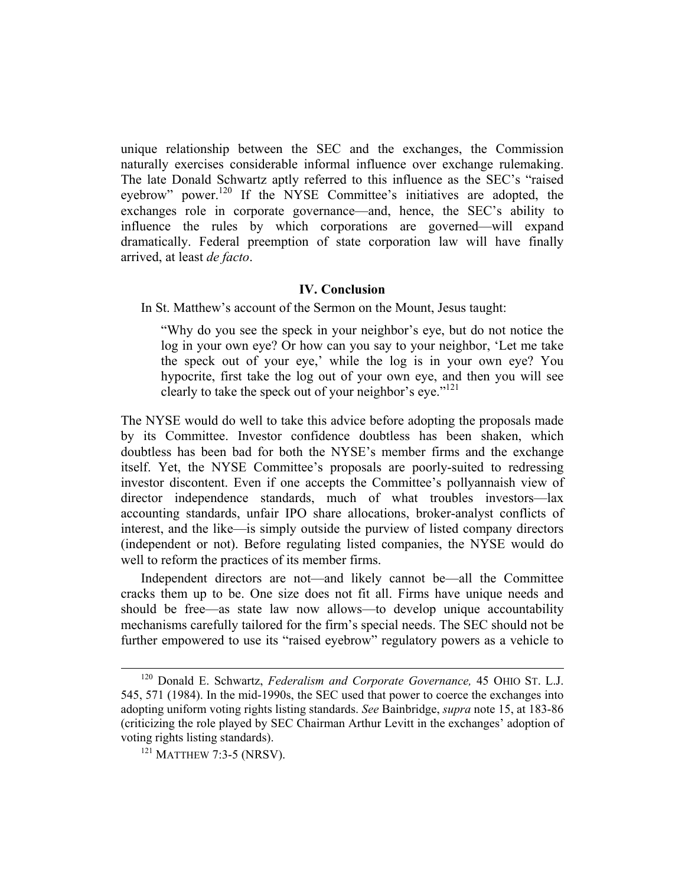unique relationship between the SEC and the exchanges, the Commission naturally exercises considerable informal influence over exchange rulemaking. The late Donald Schwartz aptly referred to this influence as the SEC's "raised eyebrow" power.[120] If the NYSE Committee's initiatives are adopted, the exchanges role in corporate governance—and, hence, the SEC's ability to influence the rules by which corporations are governed—will expand dramatically. Federal preemption of state corporation law will have finally arrived, at least *de facto*.

## IV. Conclusion

In St. Matthew's account of the Sermon on the Mount, Jesus taught:

> "Why do you see the speck in your neighbor's eye, but do not notice the log in your own eye? Or how can you say to your neighbor, 'Let me take the speck out of your eye,' while the log is in your own eye? You hypocrite, first take the log out of your own eye, and then you will see clearly to take the speck out of your neighbor's eye."[121]

The NYSE would do well to take this advice before adopting the proposals made by its Committee. Investor confidence doubtless has been shaken, which doubtless has been bad for both the NYSE's member firms and the exchange itself. Yet, the NYSE Committee's proposals are poorly-suited to redressing investor discontent. Even if one accepts the Committee's pollyannaish view of director independence standards, much of what troubles investors—lax accounting standards, unfair IPO share allocations, broker-analyst conflicts of interest, and the like—is simply outside the purview of listed company directors (independent or not). Before regulating listed companies, the NYSE would do well to reform the practices of its member firms.

Independent directors are not—and likely cannot be—all the Committee cracks them up to be. One size does not fit all. Firms have unique needs and should be free—as state law now allows—to develop unique accountability mechanisms carefully tailored for the firm's special needs. The SEC should not be further empowered to use its "raised eyebrow" regulatory powers as a vehicle to

---

[120] Donald E. Schwartz, *Federalism and Corporate Governance,* 45 OHIO ST. L.J. 545, 571 (1984). In the mid-1990s, the SEC used that power to coerce the exchanges into adopting uniform voting rights listing standards. *See* Bainbridge, *supra* note 15, at 183-86 (criticizing the role played by SEC Chairman Arthur Levitt in the exchanges' adoption of voting rights listing standards).

[121] MATTHEW 7:3-5 (NRSV).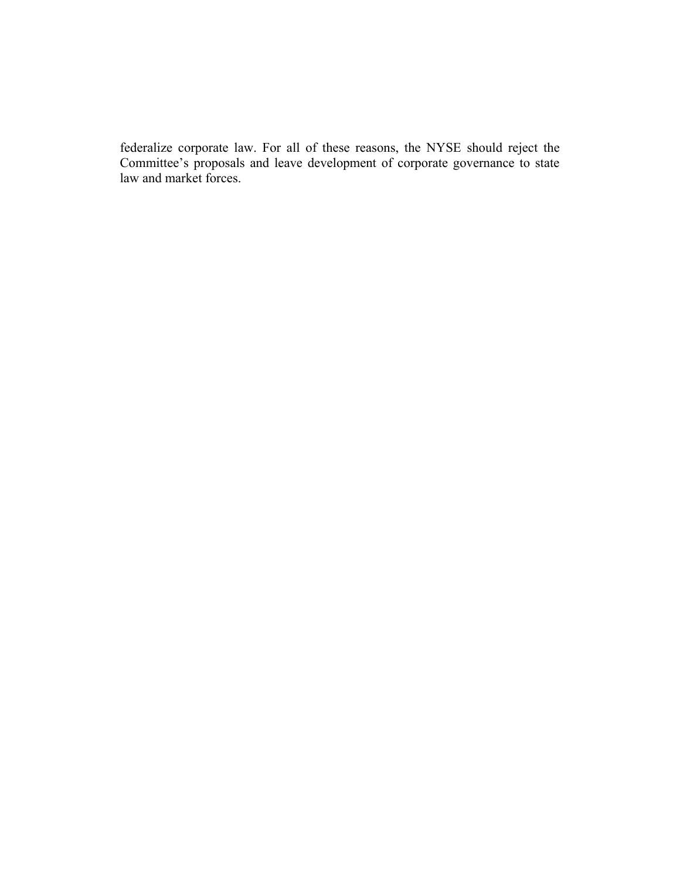federalize corporate law. For all of these reasons, the NYSE should reject the Committee's proposals and leave development of corporate governance to state law and market forces.